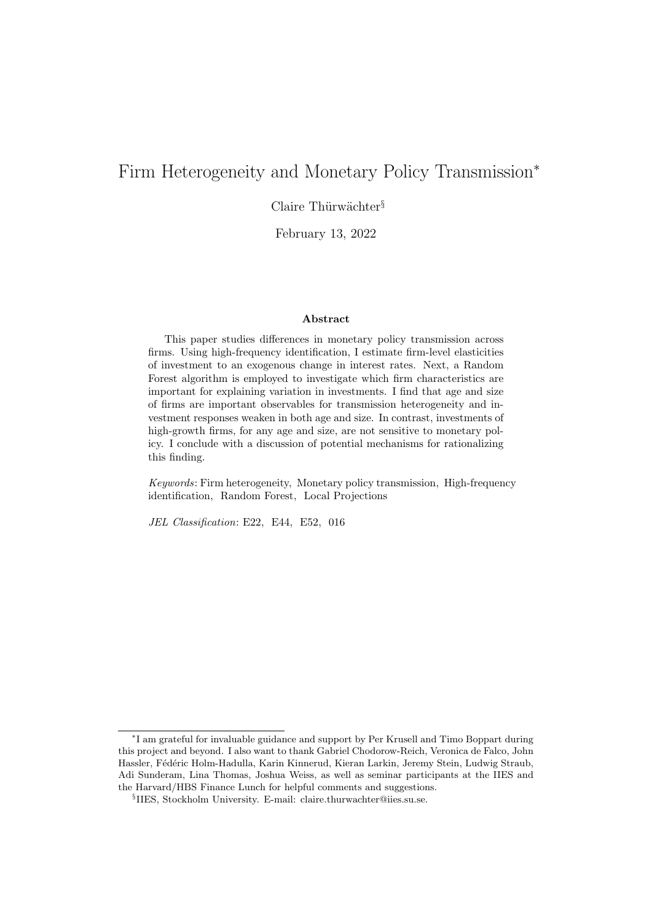# Firm Heterogeneity and Monetary Policy Transmission*

Claire Thürwächter§

February 13, 2022

## Abstract

This paper studies differences in monetary policy transmission across firms. Using high-frequency identification, I estimate firm-level elasticities of investment to an exogenous change in interest rates. Next, a Random Forest algorithm is employed to investigate which firm characteristics are important for explaining variation in investments. I find that age and size of firms are important observables for transmission heterogeneity and investment responses weaken in both age and size. In contrast, investments of high-growth firms, for any age and size, are not sensitive to monetary policy. I conclude with a discussion of potential mechanisms for rationalizing this finding.

*Keywords*: Firm heterogeneity, Monetary policy transmission, High-frequency identification, Random Forest, Local Projections

*JEL Classification*: E22, E44, E52, 016

---

*I am grateful for invaluable guidance and support by Per Krusell and Timo Boppart during this project and beyond. I also want to thank Gabriel Chodorow-Reich, Veronica de Falco, John Hassler, Fédéric Holm-Hadulla, Karin Kinnerud, Kieran Larkin, Jeremy Stein, Ludwig Straub, Adi Sunderam, Lina Thomas, Joshua Weiss, as well as seminar participants at the IIES and the Harvard/HBS Finance Lunch for helpful comments and suggestions.

§IIES, Stockholm University. E-mail: claire.thurwachter@iies.su.se.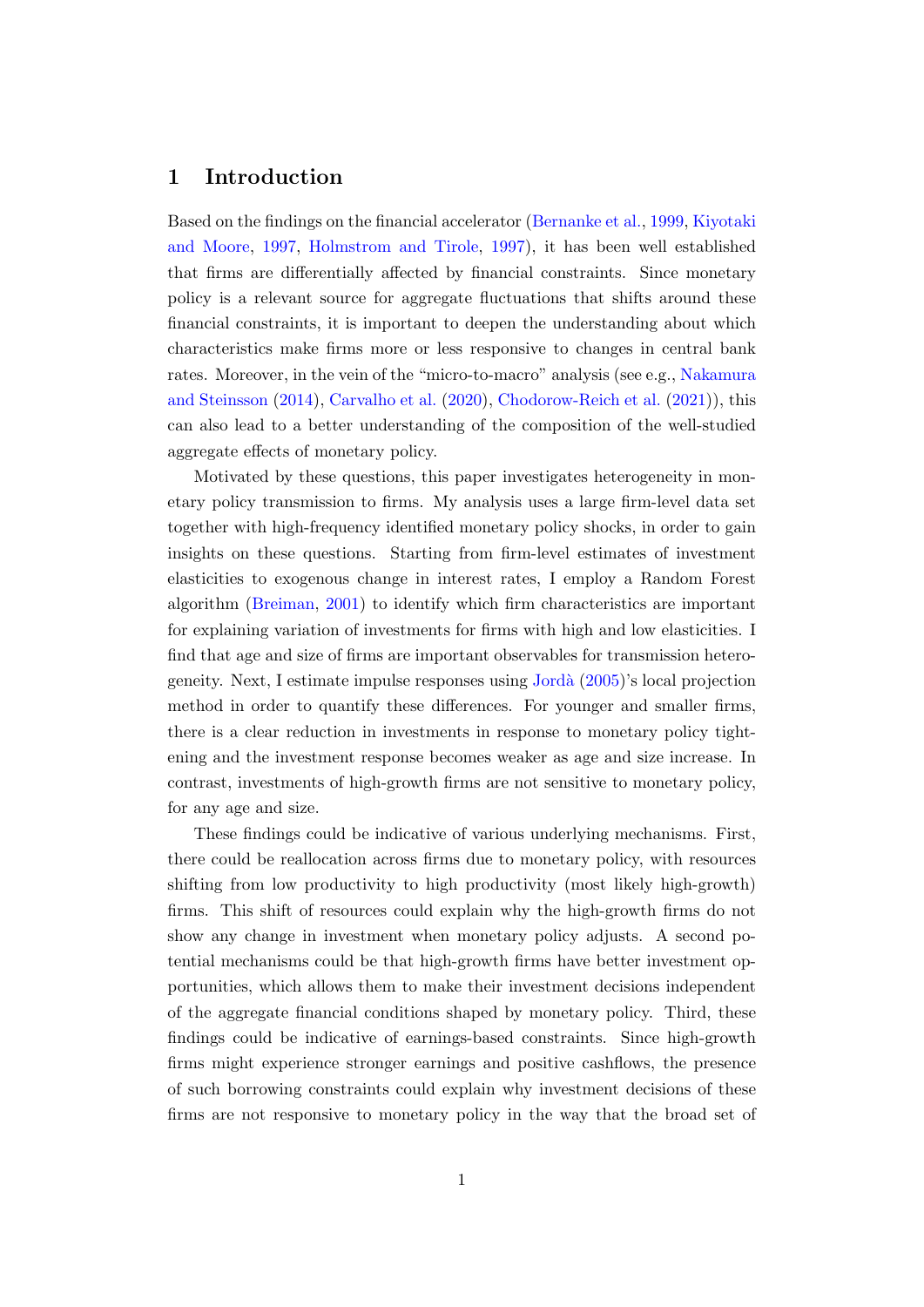## 1 Introduction

Based on the findings on the financial accelerator (Bernanke et al., 1999, Kiyotaki and Moore, 1997, Holmstrom and Tirole, 1997), it has been well established that firms are differentially affected by financial constraints. Since monetary policy is a relevant source for aggregate fluctuations that shifts around these financial constraints, it is important to deepen the understanding about which characteristics make firms more or less responsive to changes in central bank rates. Moreover, in the vein of the "micro-to-macro" analysis (see e.g., Nakamura and Steinsson (2014), Carvalho et al. (2020), Chodorow-Reich et al. (2021)), this can also lead to a better understanding of the composition of the well-studied aggregate effects of monetary policy.

Motivated by these questions, this paper investigates heterogeneity in monetary policy transmission to firms. My analysis uses a large firm-level data set together with high-frequency identified monetary policy shocks, in order to gain insights on these questions. Starting from firm-level estimates of investment elasticities to exogenous change in interest rates, I employ a Random Forest algorithm (Breiman, 2001) to identify which firm characteristics are important for explaining variation of investments for firms with high and low elasticities. I find that age and size of firms are important observables for transmission heterogeneity. Next, I estimate impulse responses using Jordà (2005)'s local projection method in order to quantify these differences. For younger and smaller firms, there is a clear reduction in investments in response to monetary policy tightening and the investment response becomes weaker as age and size increase. In contrast, investments of high-growth firms are not sensitive to monetary policy, for any age and size.

These findings could be indicative of various underlying mechanisms. First, there could be reallocation across firms due to monetary policy, with resources shifting from low productivity to high productivity (most likely high-growth) firms. This shift of resources could explain why the high-growth firms do not show any change in investment when monetary policy adjusts. A second potential mechanisms could be that high-growth firms have better investment opportunities, which allows them to make their investment decisions independent of the aggregate financial conditions shaped by monetary policy. Third, these findings could be indicative of earnings-based constraints. Since high-growth firms might experience stronger earnings and positive cashflows, the presence of such borrowing constraints could explain why investment decisions of these firms are not responsive to monetary policy in the way that the broad set of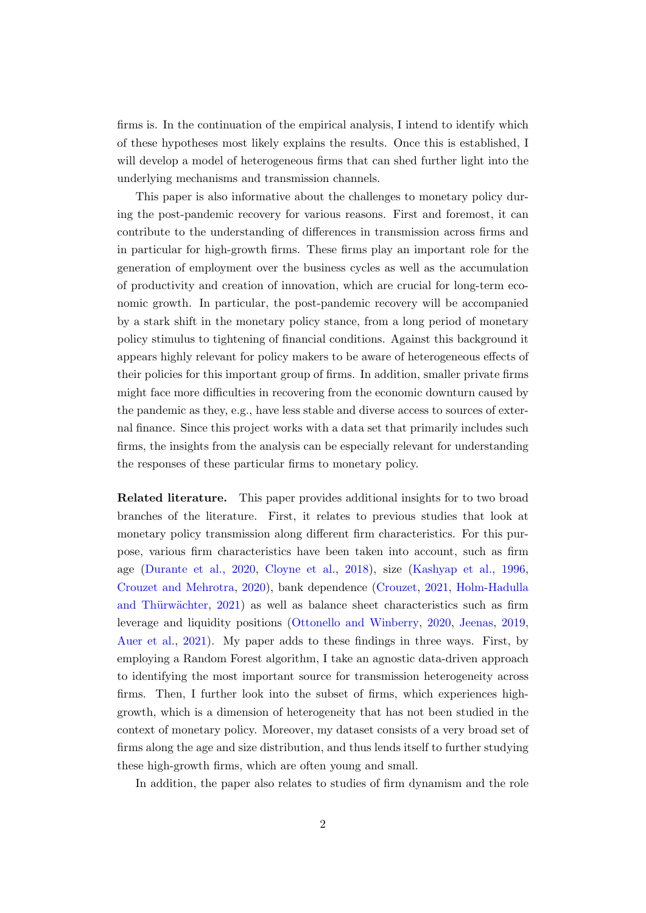firms is. In the continuation of the empirical analysis, I intend to identify which of these hypotheses most likely explains the results. Once this is established, I will develop a model of heterogeneous firms that can shed further light into the underlying mechanisms and transmission channels.

This paper is also informative about the challenges to monetary policy during the post-pandemic recovery for various reasons. First and foremost, it can contribute to the understanding of differences in transmission across firms and in particular for high-growth firms. These firms play an important role for the generation of employment over the business cycles as well as the accumulation of productivity and creation of innovation, which are crucial for long-term economic growth. In particular, the post-pandemic recovery will be accompanied by a stark shift in the monetary policy stance, from a long period of monetary policy stimulus to tightening of financial conditions. Against this background it appears highly relevant for policy makers to be aware of heterogeneous effects of their policies for this important group of firms. In addition, smaller private firms might face more difficulties in recovering from the economic downturn caused by the pandemic as they, e.g., have less stable and diverse access to sources of external finance. Since this project works with a data set that primarily includes such firms, the insights from the analysis can be especially relevant for understanding the responses of these particular firms to monetary policy.

**Related literature.** This paper provides additional insights for to two broad branches of the literature. First, it relates to previous studies that look at monetary policy transmission along different firm characteristics. For this purpose, various firm characteristics have been taken into account, such as firm age (Durante et al., 2020, Cloyne et al., 2018), size (Kashyap et al., 1996, Crouzet and Mehrotra, 2020), bank dependence (Crouzet, 2021, Holm-Hadulla and Thürwächter, 2021) as well as balance sheet characteristics such as firm leverage and liquidity positions (Ottonello and Winberry, 2020, Jeenas, 2019, Auer et al., 2021). My paper adds to these findings in three ways. First, by employing a Random Forest algorithm, I take an agnostic data-driven approach to identifying the most important source for transmission heterogeneity across firms. Then, I further look into the subset of firms, which experiences high-growth, which is a dimension of heterogeneity that has not been studied in the context of monetary policy. Moreover, my dataset consists of a very broad set of firms along the age and size distribution, and thus lends itself to further studying these high-growth firms, which are often young and small.

In addition, the paper also relates to studies of firm dynamism and the role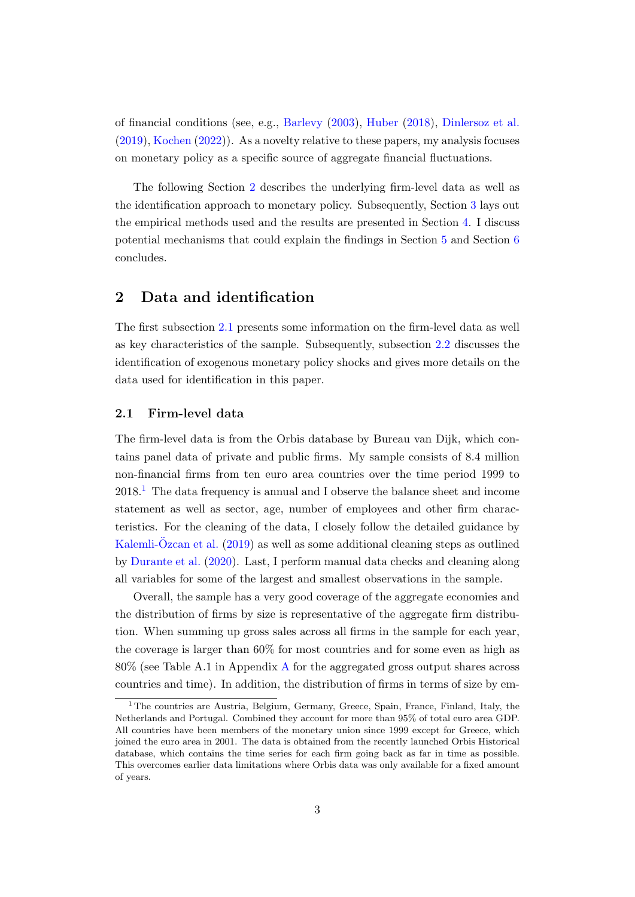of financial conditions (see, e.g., Barlevy (2003), Huber (2018), Dinlersoz et al. (2019), Kochen (2022)). As a novelty relative to these papers, my analysis focuses on monetary policy as a specific source of aggregate financial fluctuations.

The following Section 2 describes the underlying firm-level data as well as the identification approach to monetary policy. Subsequently, Section 3 lays out the empirical methods used and the results are presented in Section 4. I discuss potential mechanisms that could explain the findings in Section 5 and Section 6 concludes.

## 2 Data and identification

The first subsection 2.1 presents some information on the firm-level data as well as key characteristics of the sample. Subsequently, subsection 2.2 discusses the identification of exogenous monetary policy shocks and gives more details on the data used for identification in this paper.

### 2.1 Firm-level data

The firm-level data is from the Orbis database by Bureau van Dijk, which contains panel data of private and public firms. My sample consists of 8.4 million non-financial firms from ten euro area countries over the time period 1999 to 2018.[1] The data frequency is annual and I observe the balance sheet and income statement as well as sector, age, number of employees and other firm characteristics. For the cleaning of the data, I closely follow the detailed guidance by Kalemli-Özcan et al. (2019) as well as some additional cleaning steps as outlined by Durante et al. (2020). Last, I perform manual data checks and cleaning along all variables for some of the largest and smallest observations in the sample.

Overall, the sample has a very good coverage of the aggregate economies and the distribution of firms by size is representative of the aggregate firm distribution. When summing up gross sales across all firms in the sample for each year, the coverage is larger than 60% for most countries and for some even as high as 80% (see Table A.1 in Appendix A for the aggregated gross output shares across countries and time). In addition, the distribution of firms in terms of size by em-

[1] The countries are Austria, Belgium, Germany, Greece, Spain, France, Finland, Italy, the Netherlands and Portugal. Combined they account for more than 95% of total euro area GDP. All countries have been members of the monetary union since 1999 except for Greece, which joined the euro area in 2001. The data is obtained from the recently launched Orbis Historical database, which contains the time series for each firm going back as far in time as possible. This overcomes earlier data limitations where Orbis data was only available for a fixed amount of years.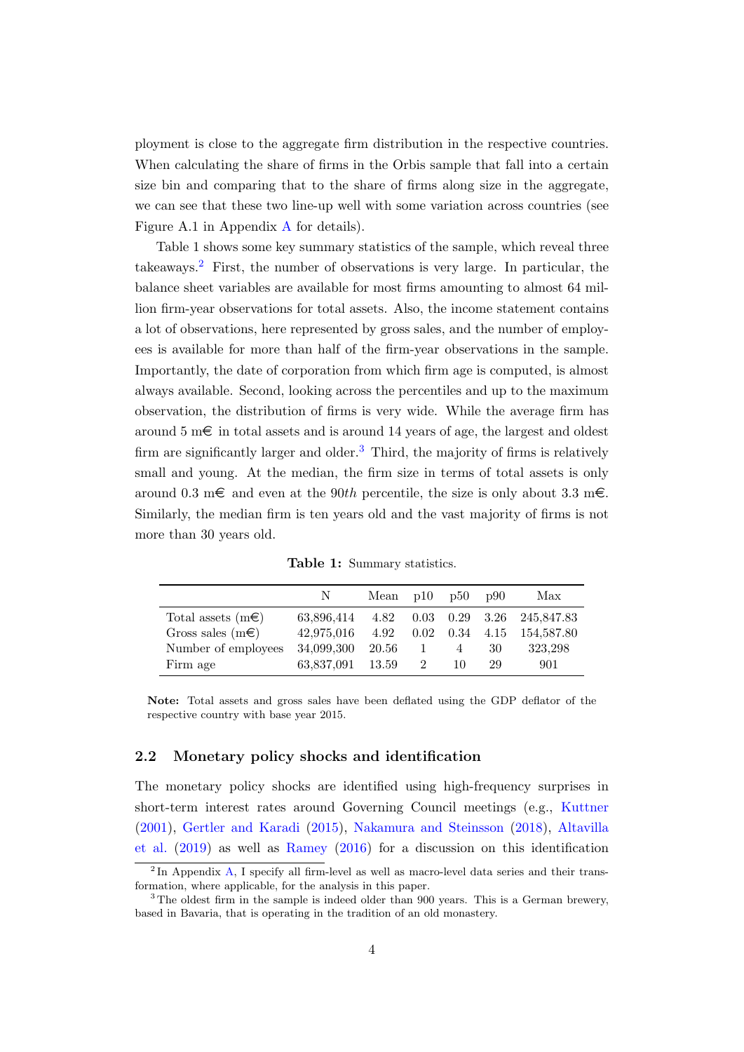ployment is close to the aggregate firm distribution in the respective countries. When calculating the share of firms in the Orbis sample that fall into a certain size bin and comparing that to the share of firms along size in the aggregate, we can see that these two line-up well with some variation across countries (see Figure A.1 in Appendix A for details).

Table 1 shows some key summary statistics of the sample, which reveal three takeaways.[2] First, the number of observations is very large. In particular, the balance sheet variables are available for most firms amounting to almost 64 million firm-year observations for total assets. Also, the income statement contains a lot of observations, here represented by gross sales, and the number of employees is available for more than half of the firm-year observations in the sample. Importantly, the date of corporation from which firm age is computed, is almost always available. Second, looking across the percentiles and up to the maximum observation, the distribution of firms is very wide. While the average firm has around 5 m€ in total assets and is around 14 years of age, the largest and oldest firm are significantly larger and older.[3] Third, the majority of firms is relatively small and young. At the median, the firm size in terms of total assets is only around 0.3 m€ and even at the 90*th* percentile, the size is only about 3.3 m€. Similarly, the median firm is ten years old and the vast majority of firms is not more than 30 years old.

**Table 1:** Summary statistics.

| | N | Mean | p10 | p50 | p90 | Max |
|---|---|---|---|---|---|---|
| Total assets (m€) | 63,896,414 | 4.82 | 0.03 | 0.29 | 3.26 | 245,847.83 |
| Gross sales (m€) | 42,975,016 | 4.92 | 0.02 | 0.34 | 4.15 | 154,587.80 |
| Number of employees | 34,099,300 | 20.56 | 1 | 4 | 30 | 323,298 |
| Firm age | 63,837,091 | 13.59 | 2 | 10 | 29 | 901 |

**Note:** Total assets and gross sales have been deflated using the GDP deflator of the respective country with base year 2015.

## 2.2 Monetary policy shocks and identification

The monetary policy shocks are identified using high-frequency surprises in short-term interest rates around Governing Council meetings (e.g., Kuttner (2001), Gertler and Karadi (2015), Nakamura and Steinsson (2018), Altavilla et al. (2019) as well as Ramey (2016) for a discussion on this identification

[2] In Appendix A, I specify all firm-level as well as macro-level data series and their transformation, where applicable, for the analysis in this paper.

[3] The oldest firm in the sample is indeed older than 900 years. This is a German brewery, based in Bavaria, that is operating in the tradition of an old monastery.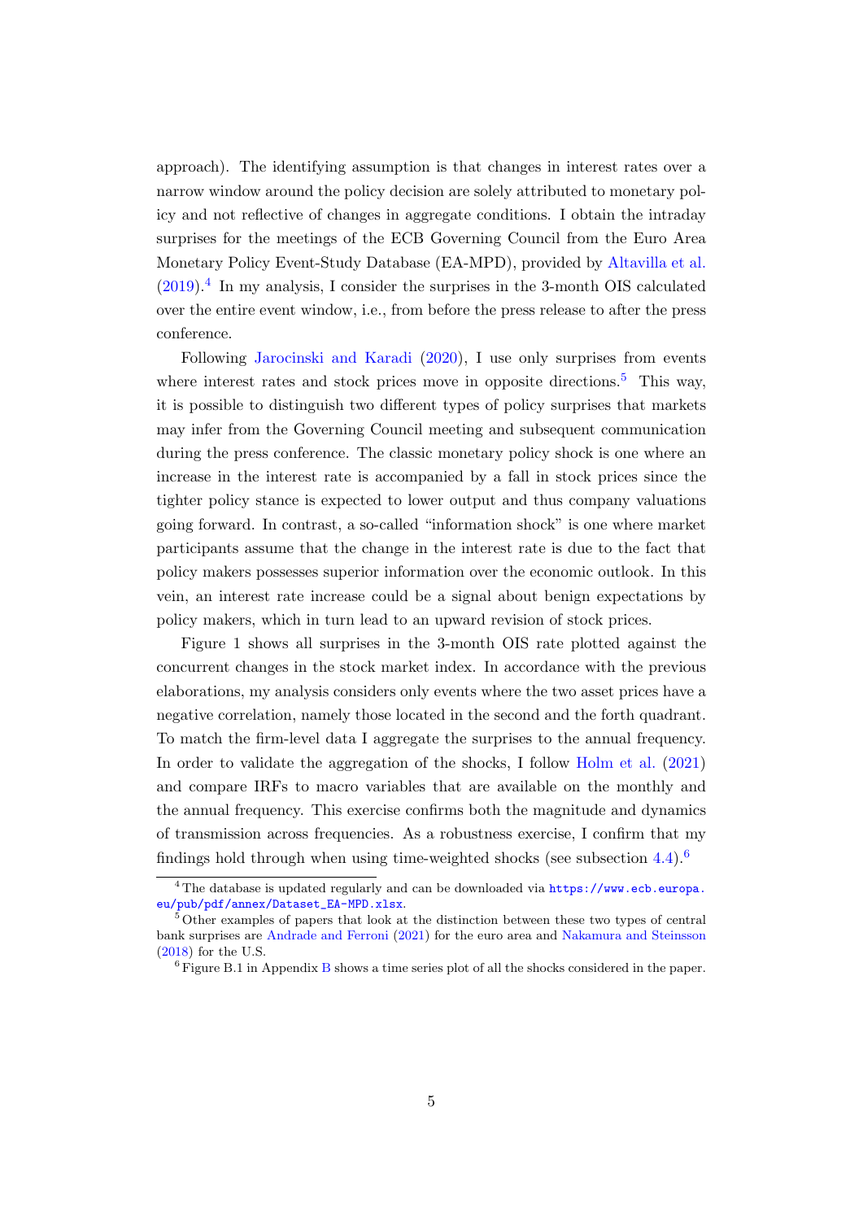approach). The identifying assumption is that changes in interest rates over a narrow window around the policy decision are solely attributed to monetary policy and not reflective of changes in aggregate conditions. I obtain the intraday surprises for the meetings of the ECB Governing Council from the Euro Area Monetary Policy Event-Study Database (EA-MPD), provided by Altavilla et al. (2019).[4] In my analysis, I consider the surprises in the 3-month OIS calculated over the entire event window, i.e., from before the press release to after the press conference.

Following Jarocinski and Karadi (2020), I use only surprises from events where interest rates and stock prices move in opposite directions.[5] This way, it is possible to distinguish two different types of policy surprises that markets may infer from the Governing Council meeting and subsequent communication during the press conference. The classic monetary policy shock is one where an increase in the interest rate is accompanied by a fall in stock prices since the tighter policy stance is expected to lower output and thus company valuations going forward. In contrast, a so-called "information shock" is one where market participants assume that the change in the interest rate is due to the fact that policy makers possesses superior information over the economic outlook. In this vein, an interest rate increase could be a signal about benign expectations by policy makers, which in turn lead to an upward revision of stock prices.

Figure 1 shows all surprises in the 3-month OIS rate plotted against the concurrent changes in the stock market index. In accordance with the previous elaborations, my analysis considers only events where the two asset prices have a negative correlation, namely those located in the second and the forth quadrant. To match the firm-level data I aggregate the surprises to the annual frequency. In order to validate the aggregation of the shocks, I follow Holm et al. (2021) and compare IRFs to macro variables that are available on the monthly and the annual frequency. This exercise confirms both the magnitude and dynamics of transmission across frequencies. As a robustness exercise, I confirm that my findings hold through when using time-weighted shocks (see subsection 4.4).[6]

---

[4] The database is updated regularly and can be downloaded via `https://www.ecb.europa.eu/pub/pdf/annex/Dataset_EA-MPD.xlsx`.

[5] Other examples of papers that look at the distinction between these two types of central bank surprises are Andrade and Ferroni (2021) for the euro area and Nakamura and Steinsson (2018) for the U.S.

[6] Figure B.1 in Appendix B shows a time series plot of all the shocks considered in the paper.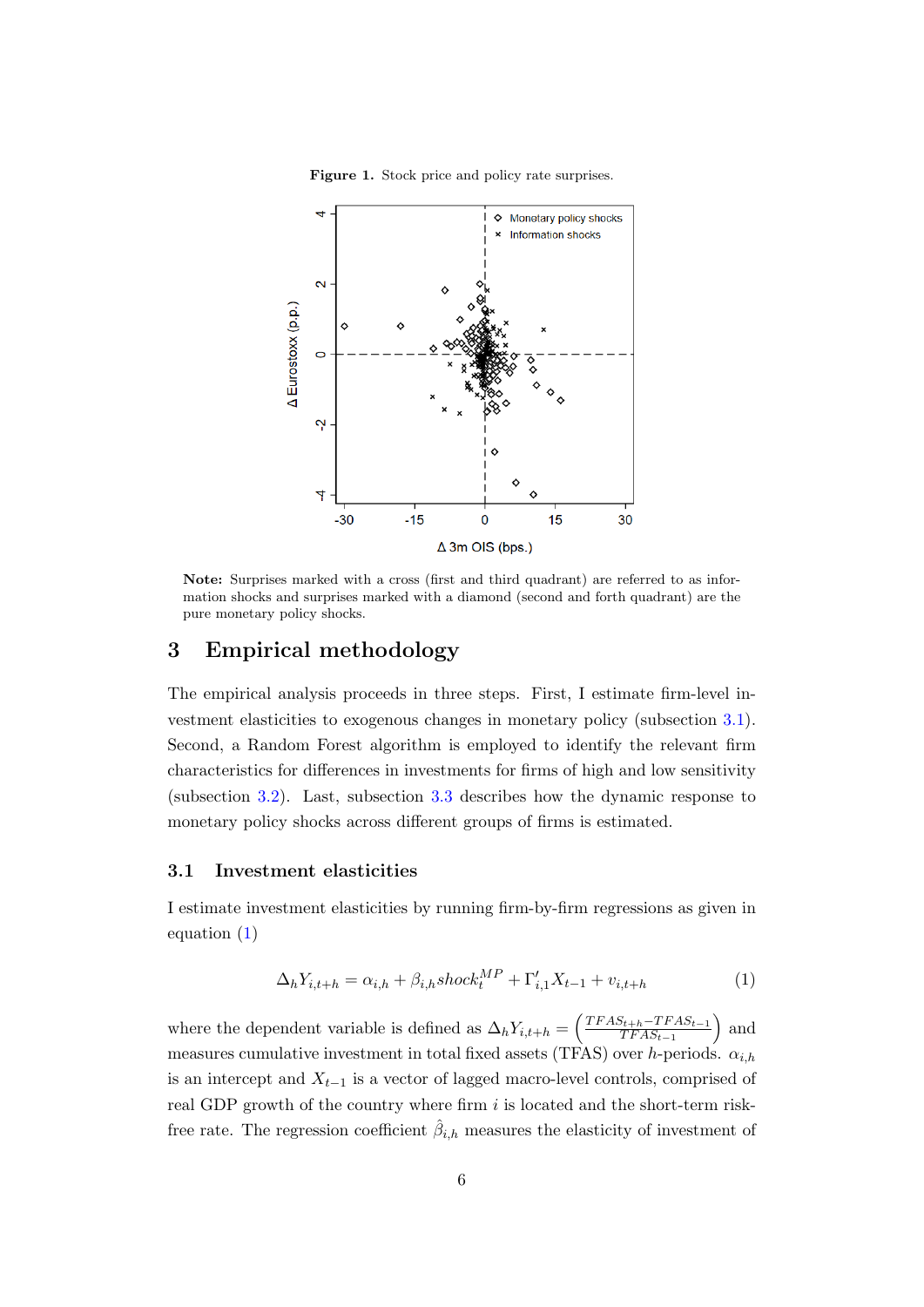**Figure 1.** Stock price and policy rate surprises.

**Note:** Surprises marked with a cross (first and third quadrant) are referred to as information shocks and surprises marked with a diamond (second and forth quadrant) are the pure monetary policy shocks.

## 3 Empirical methodology

The empirical analysis proceeds in three steps. First, I estimate firm-level investment elasticities to exogenous changes in monetary policy (subsection 3.1). Second, a Random Forest algorithm is employed to identify the relevant firm characteristics for differences in investments for firms of high and low sensitivity (subsection 3.2). Last, subsection 3.3 describes how the dynamic response to monetary policy shocks across different groups of firms is estimated.

### 3.1 Investment elasticities

I estimate investment elasticities by running firm-by-firm regressions as given in equation (1)

$$\Delta_h Y_{i,t+h} = \alpha_{i,h} + \beta_{i,h} shock_t^{MP} + \Gamma'_{i,1} X_{t-1} + v_{i,t+h} \tag{1}$$

where the dependent variable is defined as $\Delta_h Y_{i,t+h} = \left(\frac{TFAS_{t+h} - TFAS_{t-1}}{TFAS_{t-1}}\right)$ and measures cumulative investment in total fixed assets (TFAS) over $h$-periods. $\alpha_{i,h}$ is an intercept and $X_{t-1}$ is a vector of lagged macro-level controls, comprised of real GDP growth of the country where firm $i$ is located and the short-term risk-free rate. The regression coefficient $\hat{\beta}_{i,h}$ measures the elasticity of investment of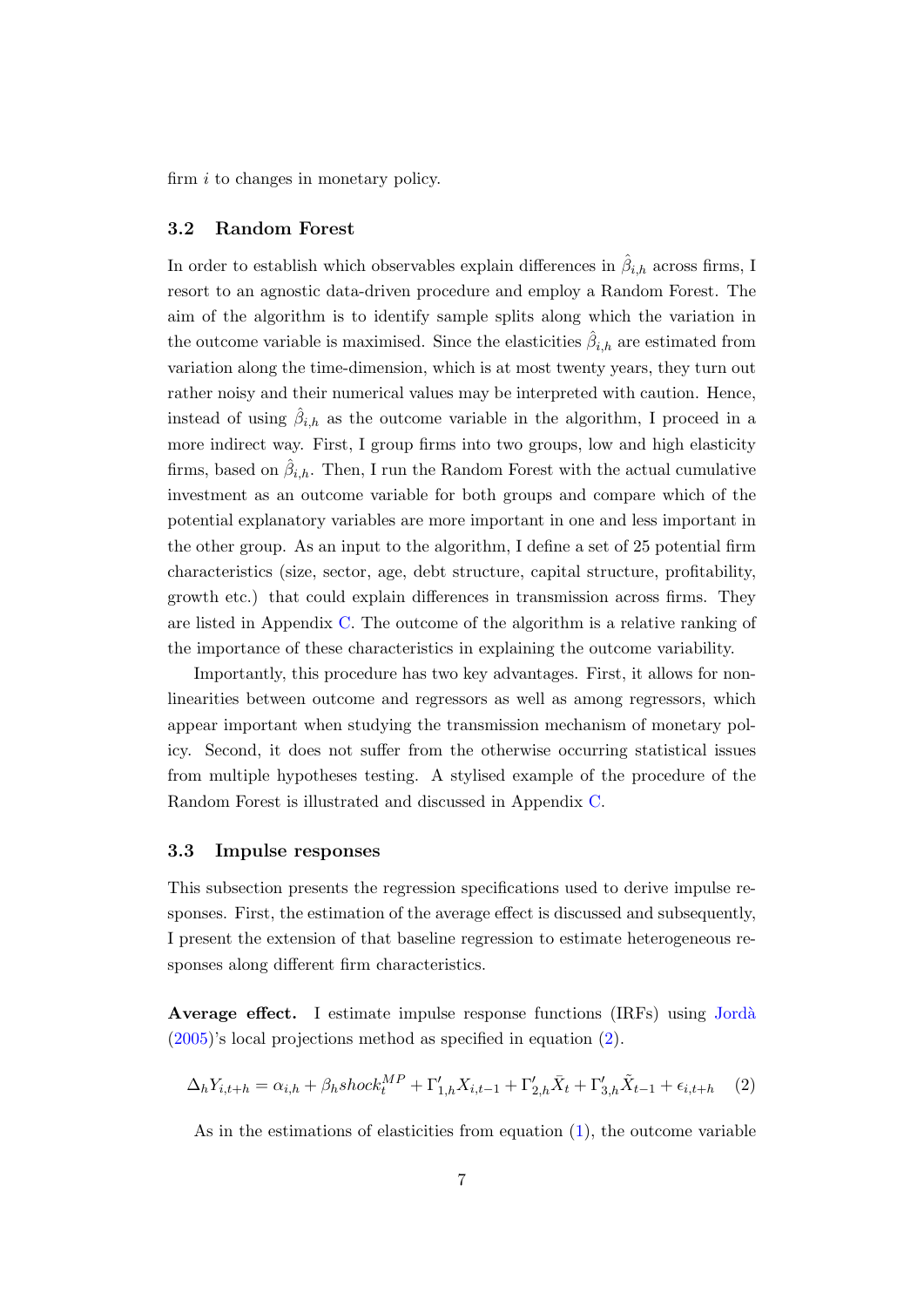firm $i$ to changes in monetary policy.

### 3.2 Random Forest

In order to establish which observables explain differences in $\hat{\beta}_{i,h}$ across firms, I resort to an agnostic data-driven procedure and employ a Random Forest. The aim of the algorithm is to identify sample splits along which the variation in the outcome variable is maximised. Since the elasticities $\hat{\beta}_{i,h}$ are estimated from variation along the time-dimension, which is at most twenty years, they turn out rather noisy and their numerical values may be interpreted with caution. Hence, instead of using $\hat{\beta}_{i,h}$ as the outcome variable in the algorithm, I proceed in a more indirect way. First, I group firms into two groups, low and high elasticity firms, based on $\hat{\beta}_{i,h}$. Then, I run the Random Forest with the actual cumulative investment as an outcome variable for both groups and compare which of the potential explanatory variables are more important in one and less important in the other group. As an input to the algorithm, I define a set of 25 potential firm characteristics (size, sector, age, debt structure, capital structure, profitability, growth etc.) that could explain differences in transmission across firms. They are listed in Appendix C. The outcome of the algorithm is a relative ranking of the importance of these characteristics in explaining the outcome variability.

Importantly, this procedure has two key advantages. First, it allows for non-linearities between outcome and regressors as well as among regressors, which appear important when studying the transmission mechanism of monetary policy. Second, it does not suffer from the otherwise occurring statistical issues from multiple hypotheses testing. A stylised example of the procedure of the Random Forest is illustrated and discussed in Appendix C.

### 3.3 Impulse responses

This subsection presents the regression specifications used to derive impulse responses. First, the estimation of the average effect is discussed and subsequently, I present the extension of that baseline regression to estimate heterogeneous responses along different firm characteristics.

**Average effect.** I estimate impulse response functions (IRFs) using Jordà (2005)'s local projections method as specified in equation (2).

$$\Delta_h Y_{i,t+h} = \alpha_{i,h} + \beta_h shock_t^{MP} + \Gamma'_{1,h} X_{i,t-1} + \Gamma'_{2,h} \bar{X}_t + \Gamma'_{3,h} \tilde{X}_{t-1} + \epsilon_{i,t+h} \quad (2)$$

As in the estimations of elasticities from equation (1), the outcome variable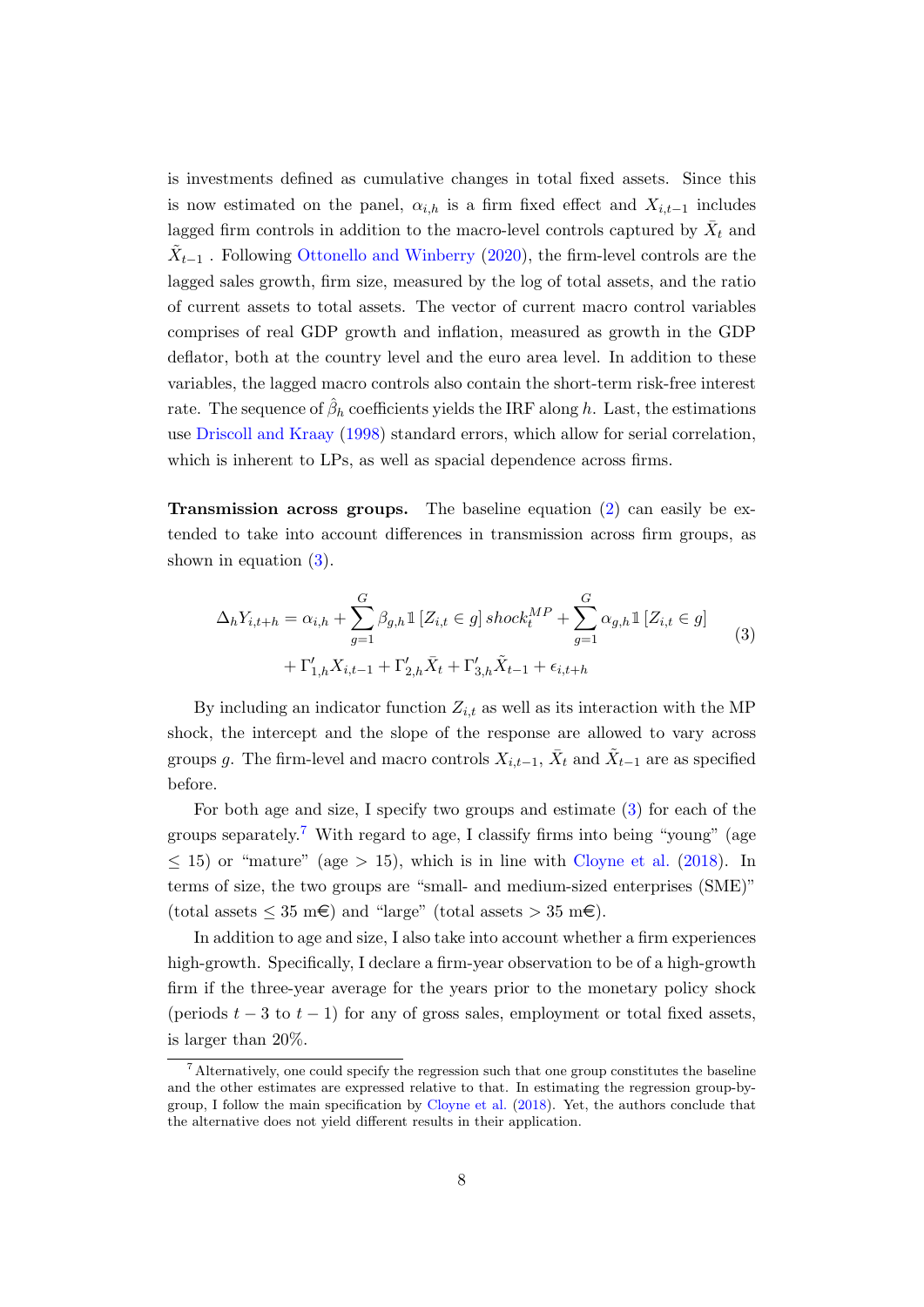is investments defined as cumulative changes in total fixed assets. Since this is now estimated on the panel, $\alpha_{i,h}$ is a firm fixed effect and $X_{i,t-1}$ includes lagged firm controls in addition to the macro-level controls captured by $\bar{X}_t$ and $\tilde{X}_{t-1}$ . Following Ottonello and Winberry (2020), the firm-level controls are the lagged sales growth, firm size, measured by the log of total assets, and the ratio of current assets to total assets. The vector of current macro control variables comprises of real GDP growth and inflation, measured as growth in the GDP deflator, both at the country level and the euro area level. In addition to these variables, the lagged macro controls also contain the short-term risk-free interest rate. The sequence of $\hat{\beta}_h$ coefficients yields the IRF along $h$. Last, the estimations use Driscoll and Kraay (1998) standard errors, which allow for serial correlation, which is inherent to LPs, as well as spacial dependence across firms.

**Transmission across groups.** The baseline equation (2) can easily be extended to take into account differences in transmission across firm groups, as shown in equation (3).

$$
\begin{aligned}
\Delta_h Y_{i,t+h} = \alpha_{i,h} + \sum_{g=1}^{G} \beta_{g,h} \mathbb{1}\left[Z_{i,t} \in g\right] shock_t^{MP} + \sum_{g=1}^{G} \alpha_{g,h} \mathbb{1}\left[Z_{i,t} \in g\right] \\
+ \Gamma'_{1,h} X_{i,t-1} + \Gamma'_{2,h} \bar{X}_t + \Gamma'_{3,h} \tilde{X}_{t-1} + \epsilon_{i,t+h}
\end{aligned}
\tag{3}
$$

By including an indicator function $Z_{i,t}$ as well as its interaction with the MP shock, the intercept and the slope of the response are allowed to vary across groups $g$. The firm-level and macro controls $X_{i,t-1}$, $\bar{X}_t$ and $\tilde{X}_{t-1}$ are as specified before.

For both age and size, I specify two groups and estimate (3) for each of the groups separately.[7] With regard to age, I classify firms into being "young" (age $\leq 15$) or "mature" (age $> 15$), which is in line with Cloyne et al. (2018). In terms of size, the two groups are "small- and medium-sized enterprises (SME)" (total assets $\leq 35$ m€) and "large" (total assets $> 35$ m€).

In addition to age and size, I also take into account whether a firm experiences high-growth. Specifically, I declare a firm-year observation to be of a high-growth firm if the three-year average for the years prior to the monetary policy shock (periods $t-3$ to $t-1$) for any of gross sales, employment or total fixed assets, is larger than 20%.

[7] Alternatively, one could specify the regression such that one group constitutes the baseline and the other estimates are expressed relative to that. In estimating the regression group-by-group, I follow the main specification by Cloyne et al. (2018). Yet, the authors conclude that the alternative does not yield different results in their application.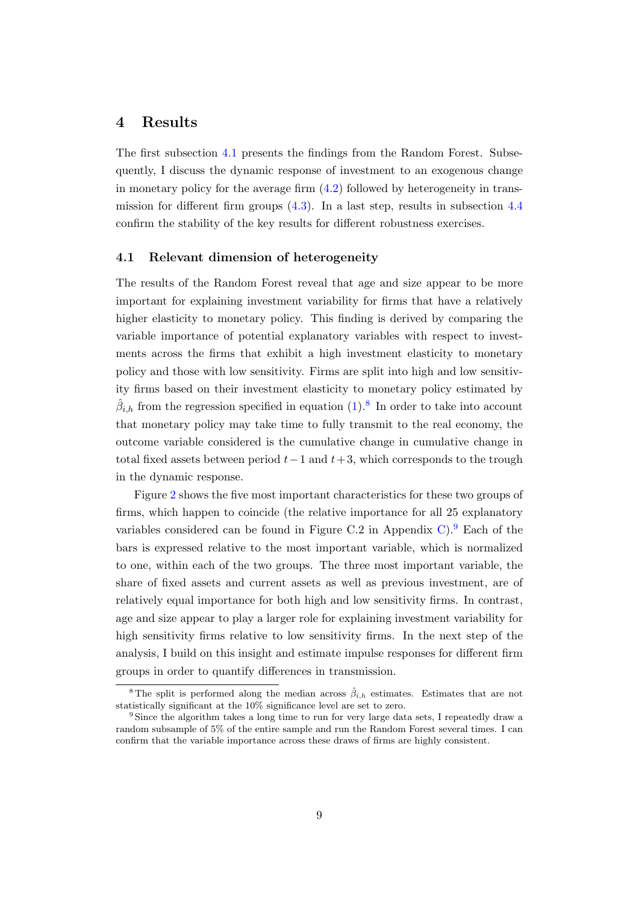# 4 Results

The first subsection 4.1 presents the findings from the Random Forest. Subsequently, I discuss the dynamic response of investment to an exogenous change in monetary policy for the average firm (4.2) followed by heterogeneity in transmission for different firm groups (4.3). In a last step, results in subsection 4.4 confirm the stability of the key results for different robustness exercises.

## 4.1 Relevant dimension of heterogeneity

The results of the Random Forest reveal that age and size appear to be more important for explaining investment variability for firms that have a relatively higher elasticity to monetary policy. This finding is derived by comparing the variable importance of potential explanatory variables with respect to investments across the firms that exhibit a high investment elasticity to monetary policy and those with low sensitivity. Firms are split into high and low sensitivity firms based on their investment elasticity to monetary policy estimated by $\hat{\beta}_{i,h}$ from the regression specified in equation (1).[8] In order to take into account that monetary policy may take time to fully transmit to the real economy, the outcome variable considered is the cumulative change in cumulative change in total fixed assets between period $t-1$ and $t+3$, which corresponds to the trough in the dynamic response.

Figure 2 shows the five most important characteristics for these two groups of firms, which happen to coincide (the relative importance for all 25 explanatory variables considered can be found in Figure C.2 in Appendix C).[9] Each of the bars is expressed relative to the most important variable, which is normalized to one, within each of the two groups. The three most important variable, the share of fixed assets and current assets as well as previous investment, are of relatively equal importance for both high and low sensitivity firms. In contrast, age and size appear to play a larger role for explaining investment variability for high sensitivity firms relative to low sensitivity firms. In the next step of the analysis, I build on this insight and estimate impulse responses for different firm groups in order to quantify differences in transmission.

[8] The split is performed along the median across $\hat{\beta}_{i,h}$ estimates. Estimates that are not statistically significant at the 10% significance level are set to zero.

[9] Since the algorithm takes a long time to run for very large data sets, I repeatedly draw a random subsample of 5% of the entire sample and run the Random Forest several times. I can confirm that the variable importance across these draws of firms are highly consistent.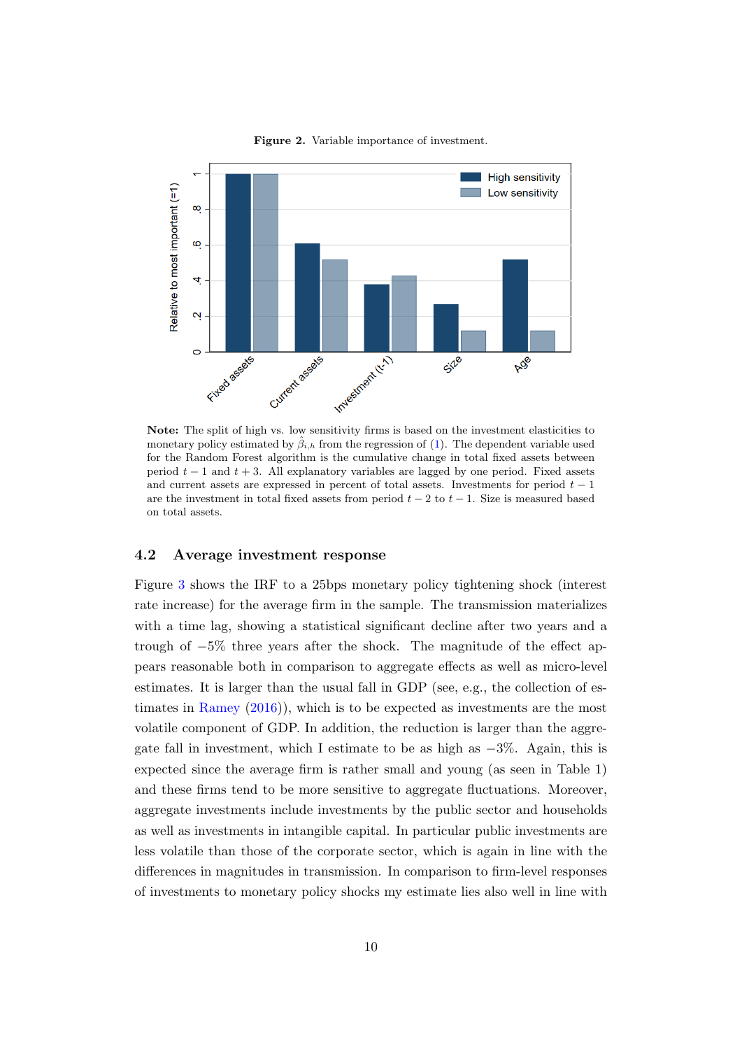**Figure 2.** Variable importance of investment.

**Note:** The split of high vs. low sensitivity firms is based on the investment elasticities to monetary policy estimated by $\hat{\beta}_{i,h}$ from the regression of (1). The dependent variable used for the Random Forest algorithm is the cumulative change in total fixed assets between period $t-1$ and $t+3$. All explanatory variables are lagged by one period. Fixed assets and current assets are expressed in percent of total assets. Investments for period $t-1$ are the investment in total fixed assets from period $t-2$ to $t-1$. Size is measured based on total assets.

### 4.2 Average investment response

Figure 3 shows the IRF to a 25bps monetary policy tightening shock (interest rate increase) for the average firm in the sample. The transmission materializes with a time lag, showing a statistical significant decline after two years and a trough of −5% three years after the shock. The magnitude of the effect appears reasonable both in comparison to aggregate effects as well as micro-level estimates. It is larger than the usual fall in GDP (see, e.g., the collection of estimates in Ramey (2016)), which is to be expected as investments are the most volatile component of GDP. In addition, the reduction is larger than the aggregate fall in investment, which I estimate to be as high as −3%. Again, this is expected since the average firm is rather small and young (as seen in Table 1) and these firms tend to be more sensitive to aggregate fluctuations. Moreover, aggregate investments include investments by the public sector and households as well as investments in intangible capital. In particular public investments are less volatile than those of the corporate sector, which is again in line with the differences in magnitudes in transmission. In comparison to firm-level responses of investments to monetary policy shocks my estimate lies also well in line with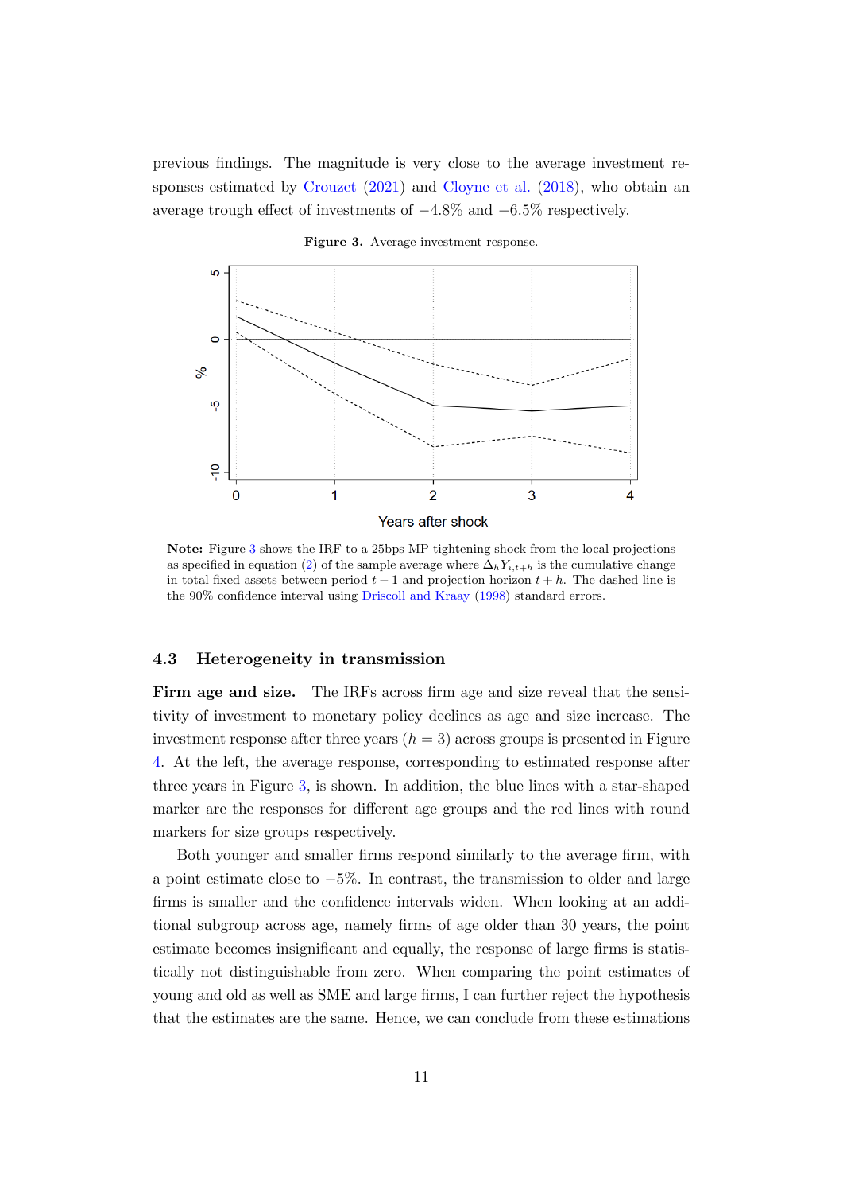previous findings. The magnitude is very close to the average investment responses estimated by Crouzet (2021) and Cloyne et al. (2018), who obtain an average trough effect of investments of −4.8% and −6.5% respectively.

**Figure 3.** Average investment response.

**Note:** Figure 3 shows the IRF to a 25bps MP tightening shock from the local projections as specified in equation (2) of the sample average where $\Delta_h Y_{i,t+h}$ is the cumulative change in total fixed assets between period $t-1$ and projection horizon $t+h$. The dashed line is the 90% confidence interval using Driscoll and Kraay (1998) standard errors.

### 4.3 Heterogeneity in transmission

**Firm age and size.** The IRFs across firm age and size reveal that the sensitivity of investment to monetary policy declines as age and size increase. The investment response after three years ($h = 3$) across groups is presented in Figure 4. At the left, the average response, corresponding to estimated response after three years in Figure 3, is shown. In addition, the blue lines with a star-shaped marker are the responses for different age groups and the red lines with round markers for size groups respectively.

Both younger and smaller firms respond similarly to the average firm, with a point estimate close to −5%. In contrast, the transmission to older and large firms is smaller and the confidence intervals widen. When looking at an additional subgroup across age, namely firms of age older than 30 years, the point estimate becomes insignificant and equally, the response of large firms is statistically not distinguishable from zero. When comparing the point estimates of young and old as well as SME and large firms, I can further reject the hypothesis that the estimates are the same. Hence, we can conclude from these estimations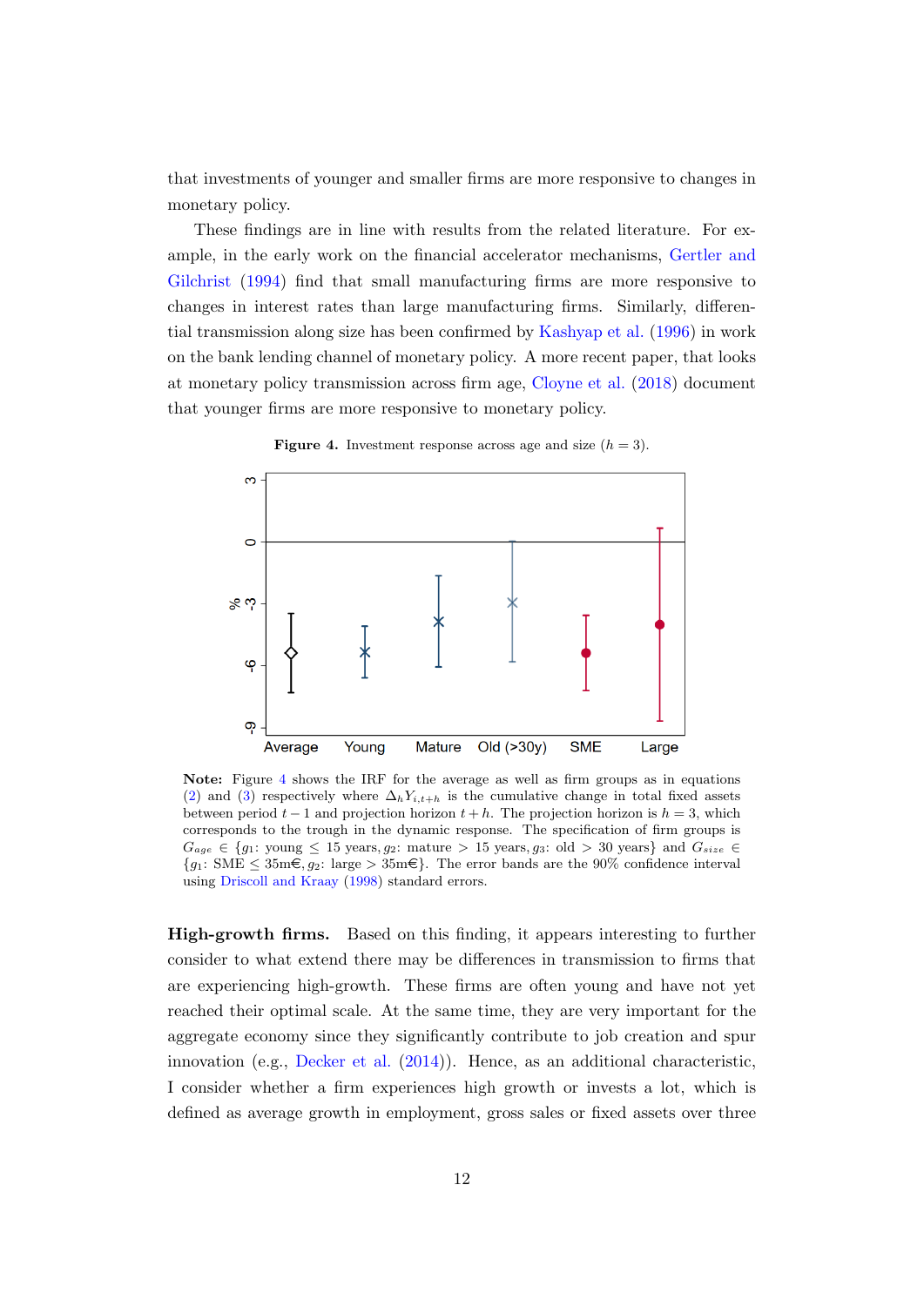that investments of younger and smaller firms are more responsive to changes in monetary policy.

These findings are in line with results from the related literature. For example, in the early work on the financial accelerator mechanisms, Gertler and Gilchrist (1994) find that small manufacturing firms are more responsive to changes in interest rates than large manufacturing firms. Similarly, differential transmission along size has been confirmed by Kashyap et al. (1996) in work on the bank lending channel of monetary policy. A more recent paper, that looks at monetary policy transmission across firm age, Cloyne et al. (2018) document that younger firms are more responsive to monetary policy.

**Figure 4.** Investment response across age and size ($h = 3$).

**Note:** Figure 4 shows the IRF for the average as well as firm groups as in equations (2) and (3) respectively where $\Delta_h Y_{i,t+h}$ is the cumulative change in total fixed assets between period $t-1$ and projection horizon $t+h$. The projection horizon is $h = 3$, which corresponds to the trough in the dynamic response. The specification of firm groups is $G_{age} \in \{g_1$: young $\leq$ 15 years, $g_2$: mature $>$ 15 years, $g_3$: old $>$ 30 years$\}$ and $G_{size} \in \{g_1$: SME $\leq$ 35m€, $g_2$: large $>$ 35m€$\}$. The error bands are the 90% confidence interval using Driscoll and Kraay (1998) standard errors.

**High-growth firms.** Based on this finding, it appears interesting to further consider to what extend there may be differences in transmission to firms that are experiencing high-growth. These firms are often young and have not yet reached their optimal scale. At the same time, they are very important for the aggregate economy since they significantly contribute to job creation and spur innovation (e.g., Decker et al. (2014)). Hence, as an additional characteristic, I consider whether a firm experiences high growth or invests a lot, which is defined as average growth in employment, gross sales or fixed assets over three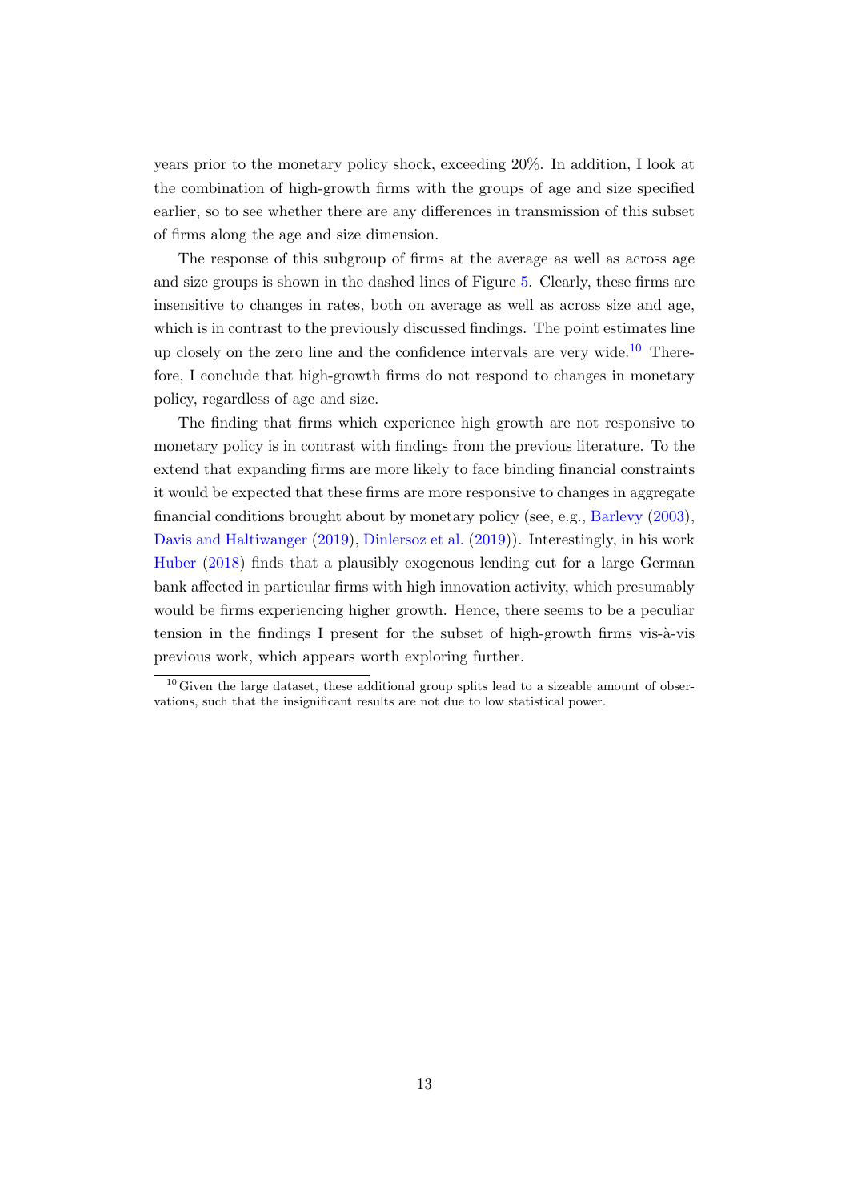years prior to the monetary policy shock, exceeding 20%. In addition, I look at the combination of high-growth firms with the groups of age and size specified earlier, so to see whether there are any differences in transmission of this subset of firms along the age and size dimension.

The response of this subgroup of firms at the average as well as across age and size groups is shown in the dashed lines of Figure 5. Clearly, these firms are insensitive to changes in rates, both on average as well as across size and age, which is in contrast to the previously discussed findings. The point estimates line up closely on the zero line and the confidence intervals are very wide.[10] Therefore, I conclude that high-growth firms do not respond to changes in monetary policy, regardless of age and size.

The finding that firms which experience high growth are not responsive to monetary policy is in contrast with findings from the previous literature. To the extend that expanding firms are more likely to face binding financial constraints it would be expected that these firms are more responsive to changes in aggregate financial conditions brought about by monetary policy (see, e.g., Barlevy (2003), Davis and Haltiwanger (2019), Dinlersoz et al. (2019)). Interestingly, in his work Huber (2018) finds that a plausibly exogenous lending cut for a large German bank affected in particular firms with high innovation activity, which presumably would be firms experiencing higher growth. Hence, there seems to be a peculiar tension in the findings I present for the subset of high-growth firms vis-à-vis previous work, which appears worth exploring further.

[10] Given the large dataset, these additional group splits lead to a sizeable amount of observations, such that the insignificant results are not due to low statistical power.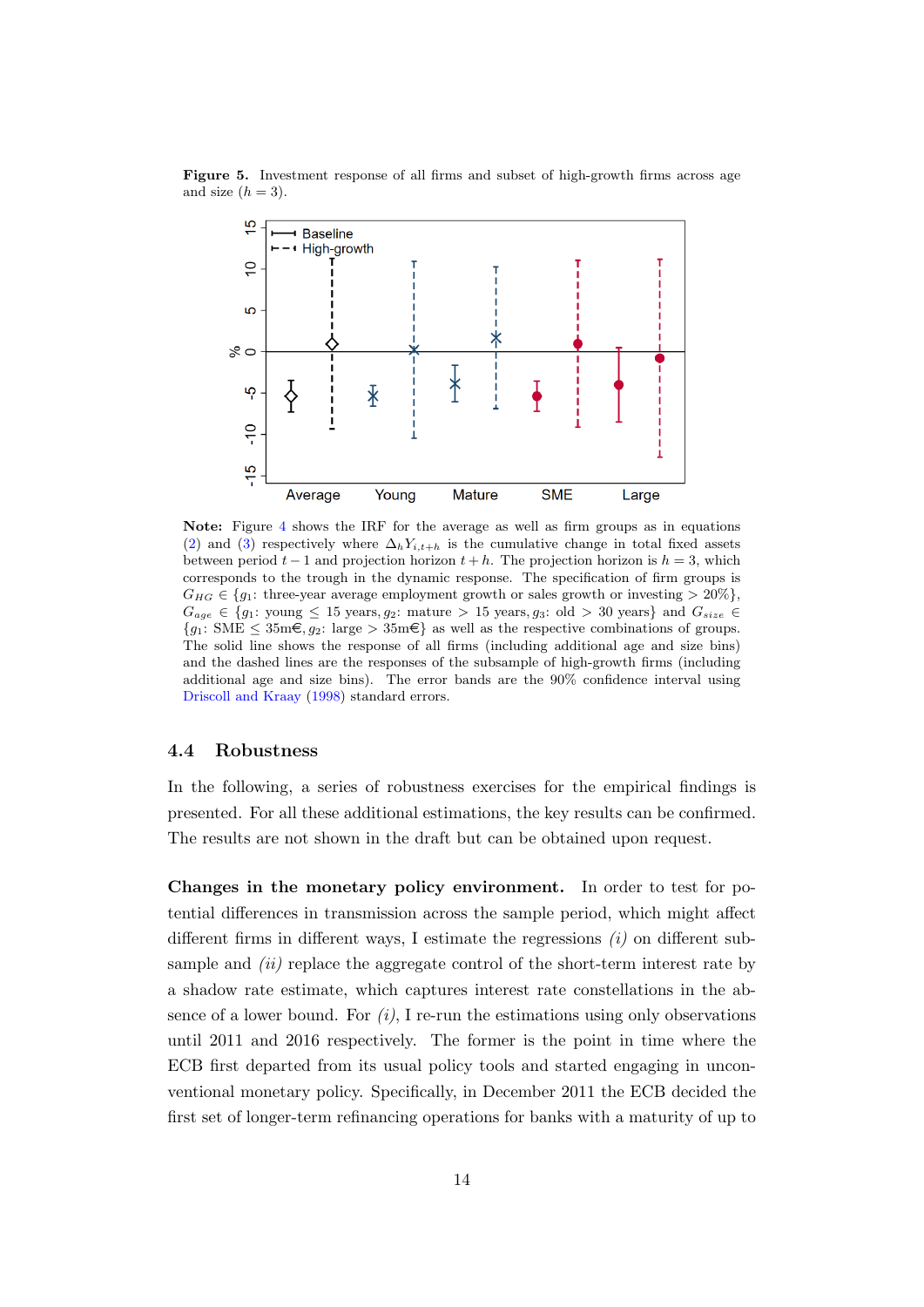**Figure 5.** Investment response of all firms and subset of high-growth firms across age and size ($h = 3$).

**Note:** Figure 4 shows the IRF for the average as well as firm groups as in equations (2) and (3) respectively where $\Delta_h Y_{i,t+h}$ is the cumulative change in total fixed assets between period $t-1$ and projection horizon $t+h$. The projection horizon is $h = 3$, which corresponds to the trough in the dynamic response. The specification of firm groups is $G_{HG} \in \{g_1$: three-year average employment growth or sales growth or investing $> 20\%\}$, $G_{age} \in \{g_1$: young $\leq 15$ years, $g_2$: mature $> 15$ years, $g_3$: old $> 30$ years$\}$ and $G_{size} \in \{g_1$: SME $\leq 35$m€, $g_2$: large $> 35$m€$\}$ as well as the respective combinations of groups. The solid line shows the response of all firms (including additional age and size bins) and the dashed lines are the responses of the subsample of high-growth firms (including additional age and size bins). The error bands are the 90% confidence interval using Driscoll and Kraay (1998) standard errors.

### 4.4 Robustness

In the following, a series of robustness exercises for the empirical findings is presented. For all these additional estimations, the key results can be confirmed. The results are not shown in the draft but can be obtained upon request.

**Changes in the monetary policy environment.** In order to test for potential differences in transmission across the sample period, which might affect different firms in different ways, I estimate the regressions *(i)* on different subsample and *(ii)* replace the aggregate control of the short-term interest rate by a shadow rate estimate, which captures interest rate constellations in the absence of a lower bound. For *(i)*, I re-run the estimations using only observations until 2011 and 2016 respectively. The former is the point in time where the ECB first departed from its usual policy tools and started engaging in unconventional monetary policy. Specifically, in December 2011 the ECB decided the first set of longer-term refinancing operations for banks with a maturity of up to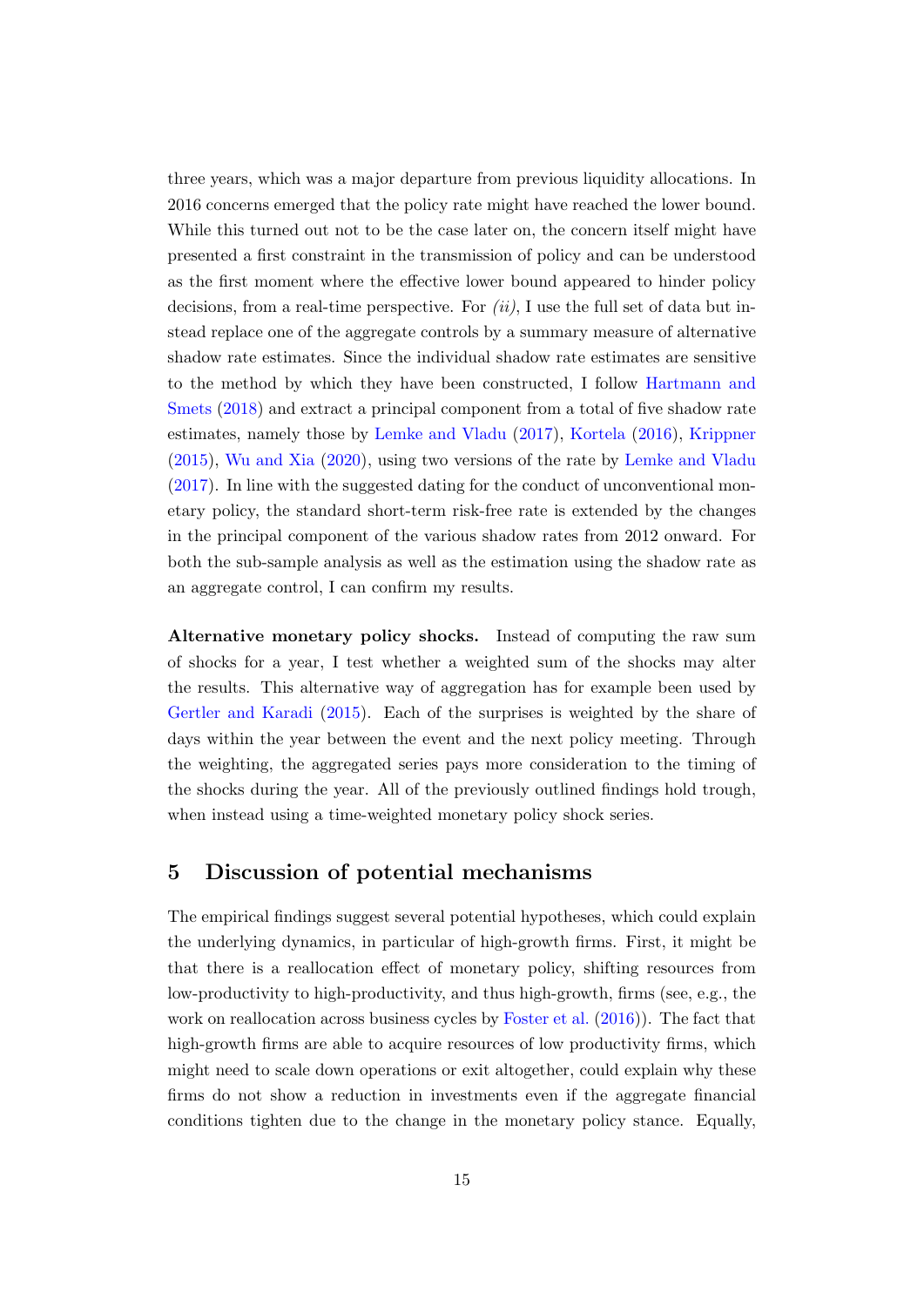three years, which was a major departure from previous liquidity allocations. In 2016 concerns emerged that the policy rate might have reached the lower bound. While this turned out not to be the case later on, the concern itself might have presented a first constraint in the transmission of policy and can be understood as the first moment where the effective lower bound appeared to hinder policy decisions, from a real-time perspective. For *(ii)*, I use the full set of data but instead replace one of the aggregate controls by a summary measure of alternative shadow rate estimates. Since the individual shadow rate estimates are sensitive to the method by which they have been constructed, I follow Hartmann and Smets (2018) and extract a principal component from a total of five shadow rate estimates, namely those by Lemke and Vladu (2017), Kortela (2016), Krippner (2015), Wu and Xia (2020), using two versions of the rate by Lemke and Vladu (2017). In line with the suggested dating for the conduct of unconventional monetary policy, the standard short-term risk-free rate is extended by the changes in the principal component of the various shadow rates from 2012 onward. For both the sub-sample analysis as well as the estimation using the shadow rate as an aggregate control, I can confirm my results.

**Alternative monetary policy shocks.** Instead of computing the raw sum of shocks for a year, I test whether a weighted sum of the shocks may alter the results. This alternative way of aggregation has for example been used by Gertler and Karadi (2015). Each of the surprises is weighted by the share of days within the year between the event and the next policy meeting. Through the weighting, the aggregated series pays more consideration to the timing of the shocks during the year. All of the previously outlined findings hold trough, when instead using a time-weighted monetary policy shock series.

## 5 Discussion of potential mechanisms

The empirical findings suggest several potential hypotheses, which could explain the underlying dynamics, in particular of high-growth firms. First, it might be that there is a reallocation effect of monetary policy, shifting resources from low-productivity to high-productivity, and thus high-growth, firms (see, e.g., the work on reallocation across business cycles by Foster et al. (2016)). The fact that high-growth firms are able to acquire resources of low productivity firms, which might need to scale down operations or exit altogether, could explain why these firms do not show a reduction in investments even if the aggregate financial conditions tighten due to the change in the monetary policy stance. Equally,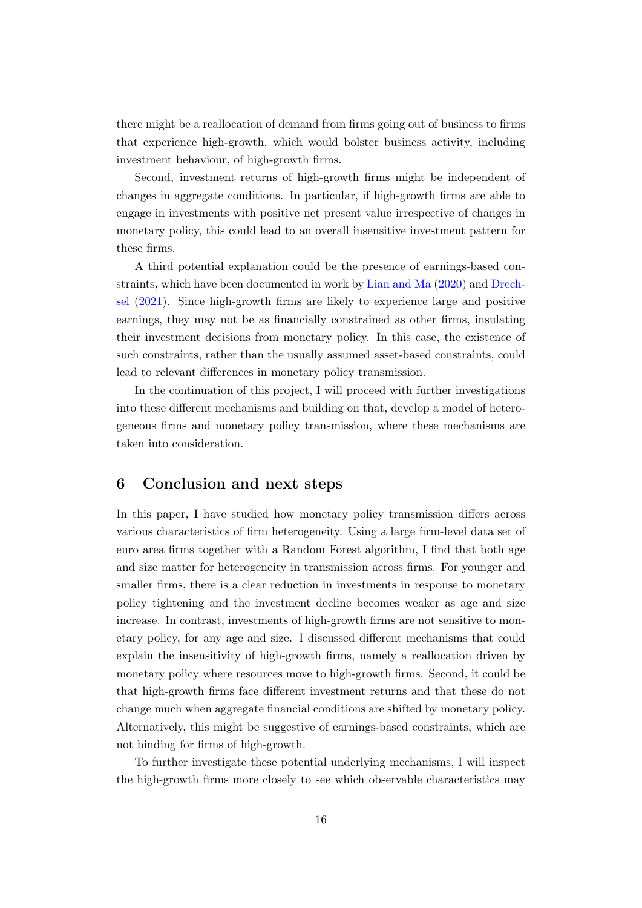there might be a reallocation of demand from firms going out of business to firms that experience high-growth, which would bolster business activity, including investment behaviour, of high-growth firms.

Second, investment returns of high-growth firms might be independent of changes in aggregate conditions. In particular, if high-growth firms are able to engage in investments with positive net present value irrespective of changes in monetary policy, this could lead to an overall insensitive investment pattern for these firms.

A third potential explanation could be the presence of earnings-based constraints, which have been documented in work by Lian and Ma (2020) and Drechsel (2021). Since high-growth firms are likely to experience large and positive earnings, they may not be as financially constrained as other firms, insulating their investment decisions from monetary policy. In this case, the existence of such constraints, rather than the usually assumed asset-based constraints, could lead to relevant differences in monetary policy transmission.

In the continuation of this project, I will proceed with further investigations into these different mechanisms and building on that, develop a model of heterogeneous firms and monetary policy transmission, where these mechanisms are taken into consideration.

## 6 Conclusion and next steps

In this paper, I have studied how monetary policy transmission differs across various characteristics of firm heterogeneity. Using a large firm-level data set of euro area firms together with a Random Forest algorithm, I find that both age and size matter for heterogeneity in transmission across firms. For younger and smaller firms, there is a clear reduction in investments in response to monetary policy tightening and the investment decline becomes weaker as age and size increase. In contrast, investments of high-growth firms are not sensitive to monetary policy, for any age and size. I discussed different mechanisms that could explain the insensitivity of high-growth firms, namely a reallocation driven by monetary policy where resources move to high-growth firms. Second, it could be that high-growth firms face different investment returns and that these do not change much when aggregate financial conditions are shifted by monetary policy. Alternatively, this might be suggestive of earnings-based constraints, which are not binding for firms of high-growth.

To further investigate these potential underlying mechanisms, I will inspect the high-growth firms more closely to see which observable characteristics may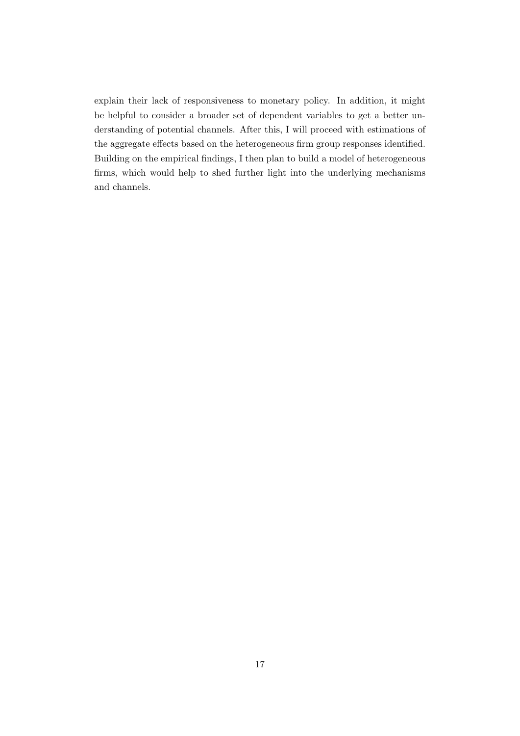explain their lack of responsiveness to monetary policy. In addition, it might be helpful to consider a broader set of dependent variables to get a better understanding of potential channels. After this, I will proceed with estimations of the aggregate effects based on the heterogeneous firm group responses identified. Building on the empirical findings, I then plan to build a model of heterogeneous firms, which would help to shed further light into the underlying mechanisms and channels.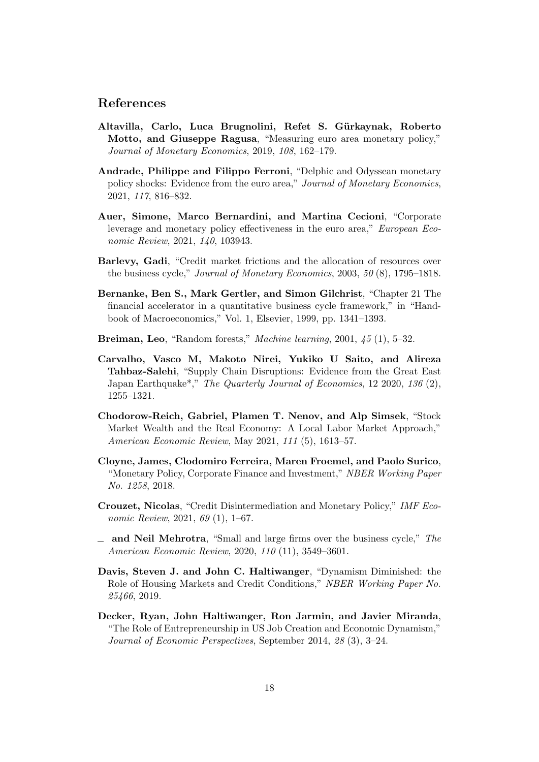## References

**Altavilla, Carlo, Luca Brugnolini, Refet S. Gürkaynak, Roberto Motto, and Giuseppe Ragusa**, "Measuring euro area monetary policy," *Journal of Monetary Economics*, 2019, *108*, 162–179.

**Andrade, Philippe and Filippo Ferroni**, "Delphic and Odyssean monetary policy shocks: Evidence from the euro area," *Journal of Monetary Economics*, 2021, *117*, 816–832.

**Auer, Simone, Marco Bernardini, and Martina Cecioni**, "Corporate leverage and monetary policy effectiveness in the euro area," *European Economic Review*, 2021, *140*, 103943.

**Barlevy, Gadi**, "Credit market frictions and the allocation of resources over the business cycle," *Journal of Monetary Economics*, 2003, *50* (8), 1795–1818.

**Bernanke, Ben S., Mark Gertler, and Simon Gilchrist**, "Chapter 21 The financial accelerator in a quantitative business cycle framework," in "Handbook of Macroeconomics," Vol. 1, Elsevier, 1999, pp. 1341–1393.

**Breiman, Leo**, "Random forests," *Machine learning*, 2001, *45* (1), 5–32.

**Carvalho, Vasco M, Makoto Nirei, Yukiko U Saito, and Alireza Tahbaz-Salehi**, "Supply Chain Disruptions: Evidence from the Great East Japan Earthquake*," *The Quarterly Journal of Economics*, 12 2020, *136* (2), 1255–1321.

**Chodorow-Reich, Gabriel, Plamen T. Nenov, and Alp Simsek**, "Stock Market Wealth and the Real Economy: A Local Labor Market Approach," *American Economic Review*, May 2021, *111* (5), 1613–57.

**Cloyne, James, Clodomiro Ferreira, Maren Froemel, and Paolo Surico**, "Monetary Policy, Corporate Finance and Investment," *NBER Working Paper No. 1258*, 2018.

**Crouzet, Nicolas**, "Credit Disintermediation and Monetary Policy," *IMF Economic Review*, 2021, *69* (1), 1–67.

_ **and Neil Mehrotra**, "Small and large firms over the business cycle," *The American Economic Review*, 2020, *110* (11), 3549–3601.

**Davis, Steven J. and John C. Haltiwanger**, "Dynamism Diminished: the Role of Housing Markets and Credit Conditions," *NBER Working Paper No. 25466*, 2019.

**Decker, Ryan, John Haltiwanger, Ron Jarmin, and Javier Miranda**, "The Role of Entrepreneurship in US Job Creation and Economic Dynamism," *Journal of Economic Perspectives*, September 2014, *28* (3), 3–24.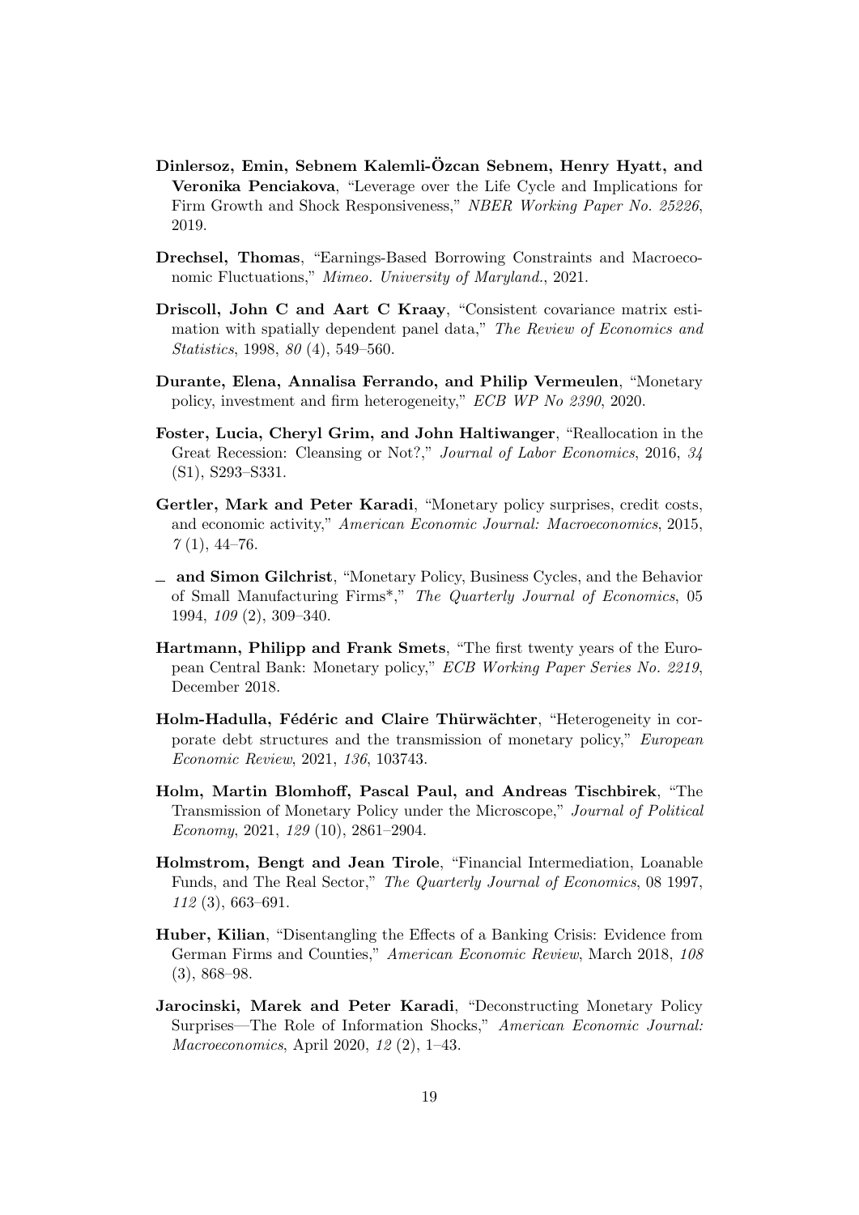**Dinlersoz, Emin, Sebnem Kalemli-Özcan Sebnem, Henry Hyatt, and Veronika Penciakova**, "Leverage over the Life Cycle and Implications for Firm Growth and Shock Responsiveness," *NBER Working Paper No. 25226*, 2019.

**Drechsel, Thomas**, "Earnings-Based Borrowing Constraints and Macroeconomic Fluctuations," *Mimeo. University of Maryland.*, 2021.

**Driscoll, John C and Aart C Kraay**, "Consistent covariance matrix estimation with spatially dependent panel data," *The Review of Economics and Statistics*, 1998, *80* (4), 549–560.

**Durante, Elena, Annalisa Ferrando, and Philip Vermeulen**, "Monetary policy, investment and firm heterogeneity," *ECB WP No 2390*, 2020.

**Foster, Lucia, Cheryl Grim, and John Haltiwanger**, "Reallocation in the Great Recession: Cleansing or Not?," *Journal of Labor Economics*, 2016, *34* (S1), S293–S331.

**Gertler, Mark and Peter Karadi**, "Monetary policy surprises, credit costs, and economic activity," *American Economic Journal: Macroeconomics*, 2015, *7* (1), 44–76.

_ **and Simon Gilchrist**, "Monetary Policy, Business Cycles, and the Behavior of Small Manufacturing Firms*," *The Quarterly Journal of Economics*, 05 1994, *109* (2), 309–340.

**Hartmann, Philipp and Frank Smets**, "The first twenty years of the European Central Bank: Monetary policy," *ECB Working Paper Series No. 2219*, December 2018.

**Holm-Hadulla, Fédéric and Claire Thürwächter**, "Heterogeneity in corporate debt structures and the transmission of monetary policy," *European Economic Review*, 2021, *136*, 103743.

**Holm, Martin Blomhoff, Pascal Paul, and Andreas Tischbirek**, "The Transmission of Monetary Policy under the Microscope," *Journal of Political Economy*, 2021, *129* (10), 2861–2904.

**Holmstrom, Bengt and Jean Tirole**, "Financial Intermediation, Loanable Funds, and The Real Sector," *The Quarterly Journal of Economics*, 08 1997, *112* (3), 663–691.

**Huber, Kilian**, "Disentangling the Effects of a Banking Crisis: Evidence from German Firms and Counties," *American Economic Review*, March 2018, *108* (3), 868–98.

**Jarocinski, Marek and Peter Karadi**, "Deconstructing Monetary Policy Surprises—The Role of Information Shocks," *American Economic Journal: Macroeconomics*, April 2020, *12* (2), 1–43.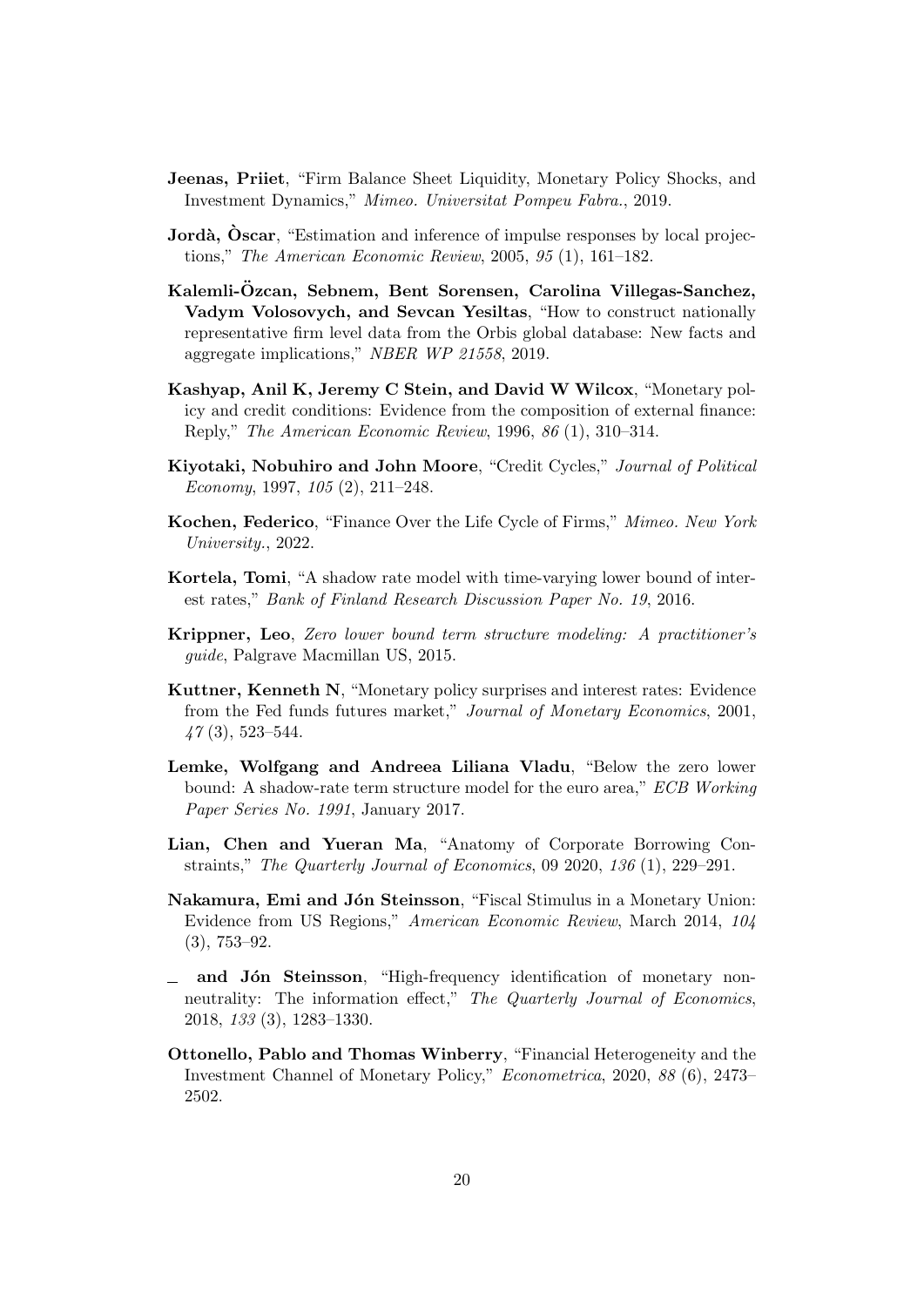**Jeenas, Priiet**, "Firm Balance Sheet Liquidity, Monetary Policy Shocks, and Investment Dynamics," *Mimeo. Universitat Pompeu Fabra.*, 2019.

**Jordà, Òscar**, "Estimation and inference of impulse responses by local projections," *The American Economic Review*, 2005, *95* (1), 161–182.

**Kalemli-Özcan, Sebnem, Bent Sorensen, Carolina Villegas-Sanchez, Vadym Volosovych, and Sevcan Yesiltas**, "How to construct nationally representative firm level data from the Orbis global database: New facts and aggregate implications," *NBER WP 21558*, 2019.

**Kashyap, Anil K, Jeremy C Stein, and David W Wilcox**, "Monetary policy and credit conditions: Evidence from the composition of external finance: Reply," *The American Economic Review*, 1996, *86* (1), 310–314.

**Kiyotaki, Nobuhiro and John Moore**, "Credit Cycles," *Journal of Political Economy*, 1997, *105* (2), 211–248.

**Kochen, Federico**, "Finance Over the Life Cycle of Firms," *Mimeo. New York University.*, 2022.

**Kortela, Tomi**, "A shadow rate model with time-varying lower bound of interest rates," *Bank of Finland Research Discussion Paper No. 19*, 2016.

**Krippner, Leo**, *Zero lower bound term structure modeling: A practitioner's guide*, Palgrave Macmillan US, 2015.

**Kuttner, Kenneth N**, "Monetary policy surprises and interest rates: Evidence from the Fed funds futures market," *Journal of Monetary Economics*, 2001, *47* (3), 523–544.

**Lemke, Wolfgang and Andreea Liliana Vladu**, "Below the zero lower bound: A shadow-rate term structure model for the euro area," *ECB Working Paper Series No. 1991*, January 2017.

**Lian, Chen and Yueran Ma**, "Anatomy of Corporate Borrowing Constraints," *The Quarterly Journal of Economics*, 09 2020, *136* (1), 229–291.

**Nakamura, Emi and Jón Steinsson**, "Fiscal Stimulus in a Monetary Union: Evidence from US Regions," *American Economic Review*, March 2014, *104* (3), 753–92.

_ **and Jón Steinsson**, "High-frequency identification of monetary nonneutrality: The information effect," *The Quarterly Journal of Economics*, 2018, *133* (3), 1283–1330.

**Ottonello, Pablo and Thomas Winberry**, "Financial Heterogeneity and the Investment Channel of Monetary Policy," *Econometrica*, 2020, *88* (6), 2473–2502.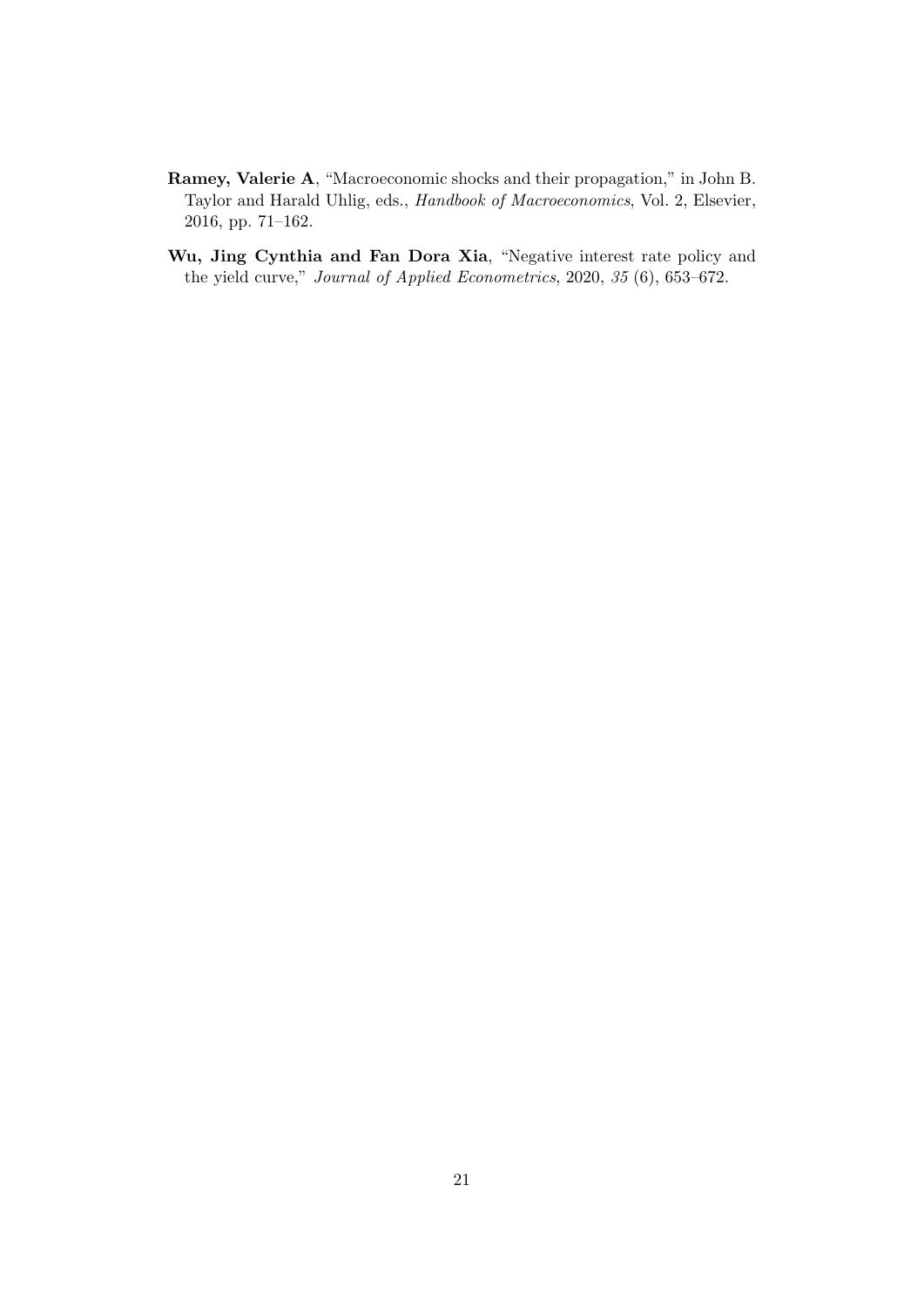**Ramey, Valerie A**, "Macroeconomic shocks and their propagation," in John B. Taylor and Harald Uhlig, eds., *Handbook of Macroeconomics*, Vol. 2, Elsevier, 2016, pp. 71–162.

**Wu, Jing Cynthia and Fan Dora Xia**, "Negative interest rate policy and the yield curve," *Journal of Applied Econometrics*, 2020, *35* (6), 653–672.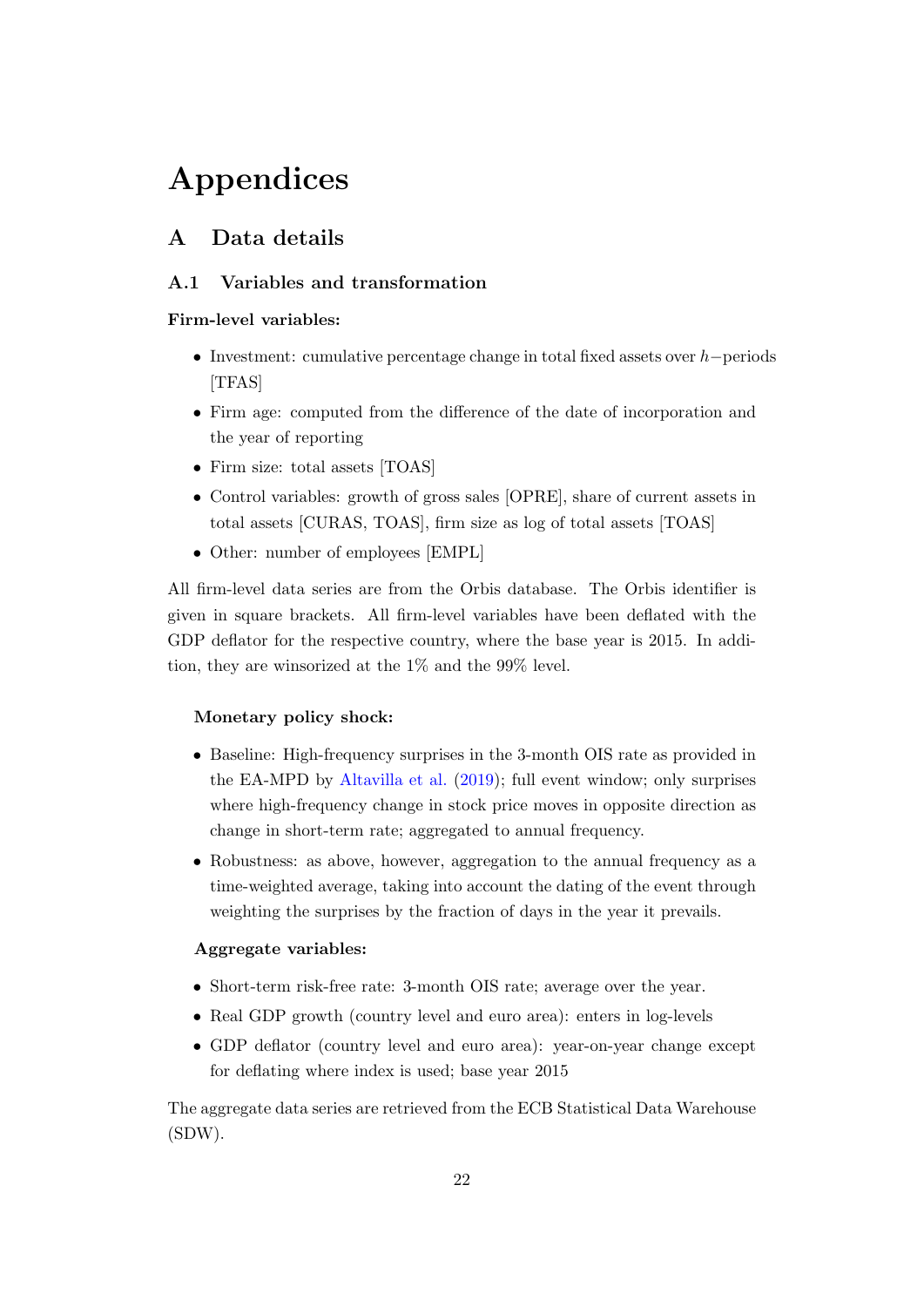# Appendices

## A Data details

### A.1 Variables and transformation

**Firm-level variables:**

- Investment: cumulative percentage change in total fixed assets over $h-$periods [TFAS]
- Firm age: computed from the difference of the date of incorporation and the year of reporting
- Firm size: total assets [TOAS]
- Control variables: growth of gross sales [OPRE], share of current assets in total assets [CURAS, TOAS], firm size as log of total assets [TOAS]
- Other: number of employees [EMPL]

All firm-level data series are from the Orbis database. The Orbis identifier is given in square brackets. All firm-level variables have been deflated with the GDP deflator for the respective country, where the base year is 2015. In addition, they are winsorized at the 1% and the 99% level.

**Monetary policy shock:**

- Baseline: High-frequency surprises in the 3-month OIS rate as provided in the EA-MPD by Altavilla et al. (2019); full event window; only surprises where high-frequency change in stock price moves in opposite direction as change in short-term rate; aggregated to annual frequency.
- Robustness: as above, however, aggregation to the annual frequency as a time-weighted average, taking into account the dating of the event through weighting the surprises by the fraction of days in the year it prevails.

**Aggregate variables:**

- Short-term risk-free rate: 3-month OIS rate; average over the year.
- Real GDP growth (country level and euro area): enters in log-levels
- GDP deflator (country level and euro area): year-on-year change except for deflating where index is used; base year 2015

The aggregate data series are retrieved from the ECB Statistical Data Warehouse (SDW).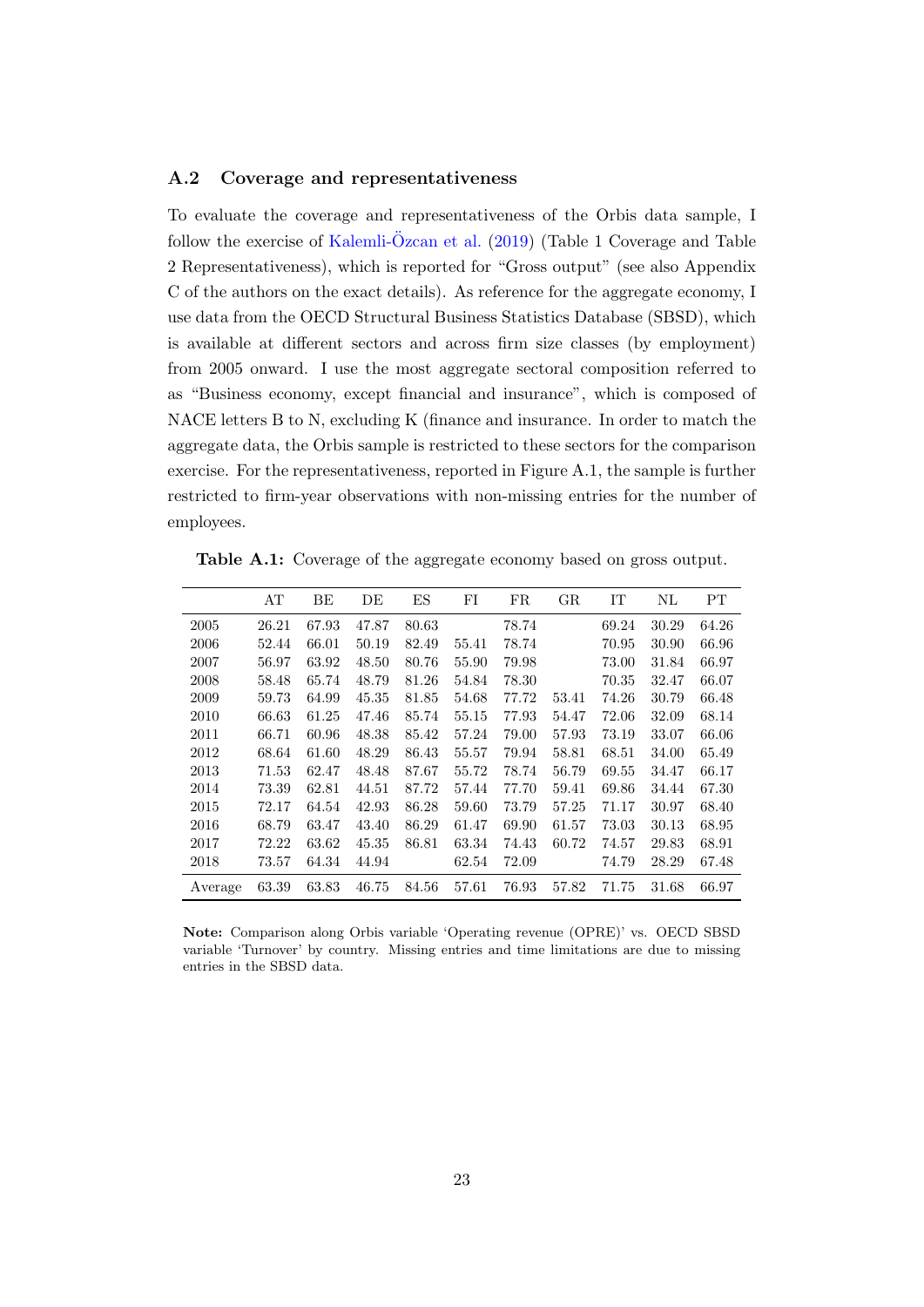### A.2 Coverage and representativeness

To evaluate the coverage and representativeness of the Orbis data sample, I follow the exercise of Kalemli-Özcan et al. (2019) (Table 1 Coverage and Table 2 Representativeness), which is reported for "Gross output" (see also Appendix C of the authors on the exact details). As reference for the aggregate economy, I use data from the OECD Structural Business Statistics Database (SBSD), which is available at different sectors and across firm size classes (by employment) from 2005 onward. I use the most aggregate sectoral composition referred to as "Business economy, except financial and insurance", which is composed of NACE letters B to N, excluding K (finance and insurance. In order to match the aggregate data, the Orbis sample is restricted to these sectors for the comparison exercise. For the representativeness, reported in Figure A.1, the sample is further restricted to firm-year observations with non-missing entries for the number of employees.

**Table A.1:** Coverage of the aggregate economy based on gross output.

| | AT | BE | DE | ES | FI | FR | GR | IT | NL | PT |
|---|---|---|---|---|---|---|---|---|---|---|
| 2005 | 26.21 | 67.93 | 47.87 | 80.63 | | 78.74 | | 69.24 | 30.29 | 64.26 |
| 2006 | 52.44 | 66.01 | 50.19 | 82.49 | 55.41 | 78.74 | | 70.95 | 30.90 | 66.96 |
| 2007 | 56.97 | 63.92 | 48.50 | 80.76 | 55.90 | 79.98 | | 73.00 | 31.84 | 66.97 |
| 2008 | 58.48 | 65.74 | 48.79 | 81.26 | 54.84 | 78.30 | | 70.35 | 32.47 | 66.07 |
| 2009 | 59.73 | 64.99 | 45.35 | 81.85 | 54.68 | 77.72 | 53.41 | 74.26 | 30.79 | 66.48 |
| 2010 | 66.63 | 61.25 | 47.46 | 85.74 | 55.15 | 77.93 | 54.47 | 72.06 | 32.09 | 68.14 |
| 2011 | 66.71 | 60.96 | 48.38 | 85.42 | 57.24 | 79.00 | 57.93 | 73.19 | 33.07 | 66.06 |
| 2012 | 68.64 | 61.60 | 48.29 | 86.43 | 55.57 | 79.94 | 58.81 | 68.51 | 34.00 | 65.49 |
| 2013 | 71.53 | 62.47 | 48.48 | 87.67 | 55.72 | 78.74 | 56.79 | 69.55 | 34.47 | 66.17 |
| 2014 | 73.39 | 62.81 | 44.51 | 87.72 | 57.44 | 77.70 | 59.41 | 69.86 | 34.44 | 67.30 |
| 2015 | 72.17 | 64.54 | 42.93 | 86.28 | 59.60 | 73.79 | 57.25 | 71.17 | 30.97 | 68.40 |
| 2016 | 68.79 | 63.47 | 43.40 | 86.29 | 61.47 | 69.90 | 61.57 | 73.03 | 30.13 | 68.95 |
| 2017 | 72.22 | 63.62 | 45.35 | 86.81 | 63.34 | 74.43 | 60.72 | 74.57 | 29.83 | 68.91 |
| 2018 | 73.57 | 64.34 | 44.94 | | 62.54 | 72.09 | | 74.79 | 28.29 | 67.48 |
| Average | 63.39 | 63.83 | 46.75 | 84.56 | 57.61 | 76.93 | 57.82 | 71.75 | 31.68 | 66.97 |

**Note:** Comparison along Orbis variable 'Operating revenue (OPRE)' vs. OECD SBSD variable 'Turnover' by country. Missing entries and time limitations are due to missing entries in the SBSD data.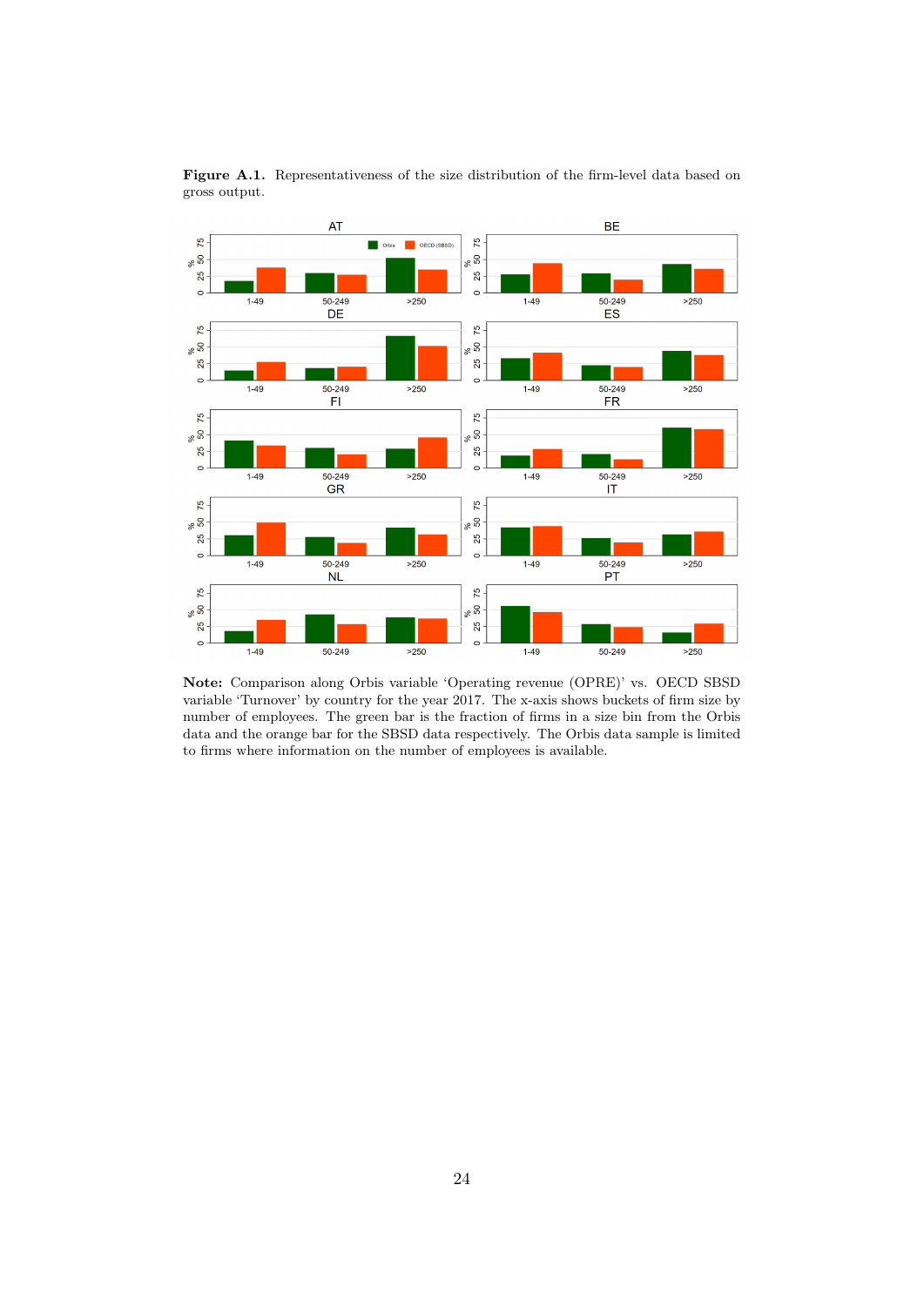**Figure A.1.** Representativeness of the size distribution of the firm-level data based on gross output.

**Note:** Comparison along Orbis variable 'Operating revenue (OPRE)' vs. OECD SBSD variable 'Turnover' by country for the year 2017. The x-axis shows buckets of firm size by number of employees. The green bar is the fraction of firms in a size bin from the Orbis data and the orange bar for the SBSD data respectively. The Orbis data sample is limited to firms where information on the number of employees is available.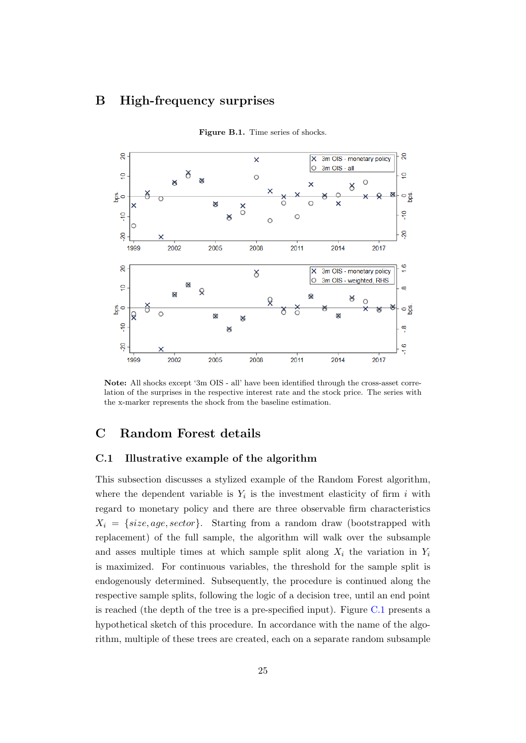## B High-frequency surprises

**Figure B.1.** Time series of shocks.

**Note:** All shocks except '3m OIS - all' have been identified through the cross-asset correlation of the surprises in the respective interest rate and the stock price. The series with the x-marker represents the shock from the baseline estimation.

## C Random Forest details

### C.1 Illustrative example of the algorithm

This subsection discusses a stylized example of the Random Forest algorithm, where the dependent variable is $Y_i$ is the investment elasticity of firm $i$ with regard to monetary policy and there are three observable firm characteristics $X_i = \{size, age, sector\}$. Starting from a random draw (bootstrapped with replacement) of the full sample, the algorithm will walk over the subsample and asses multiple times at which sample split along $X_i$ the variation in $Y_i$ is maximized. For continuous variables, the threshold for the sample split is endogenously determined. Subsequently, the procedure is continued along the respective sample splits, following the logic of a decision tree, until an end point is reached (the depth of the tree is a pre-specified input). Figure C.1 presents a hypothetical sketch of this procedure. In accordance with the name of the algorithm, multiple of these trees are created, each on a separate random subsample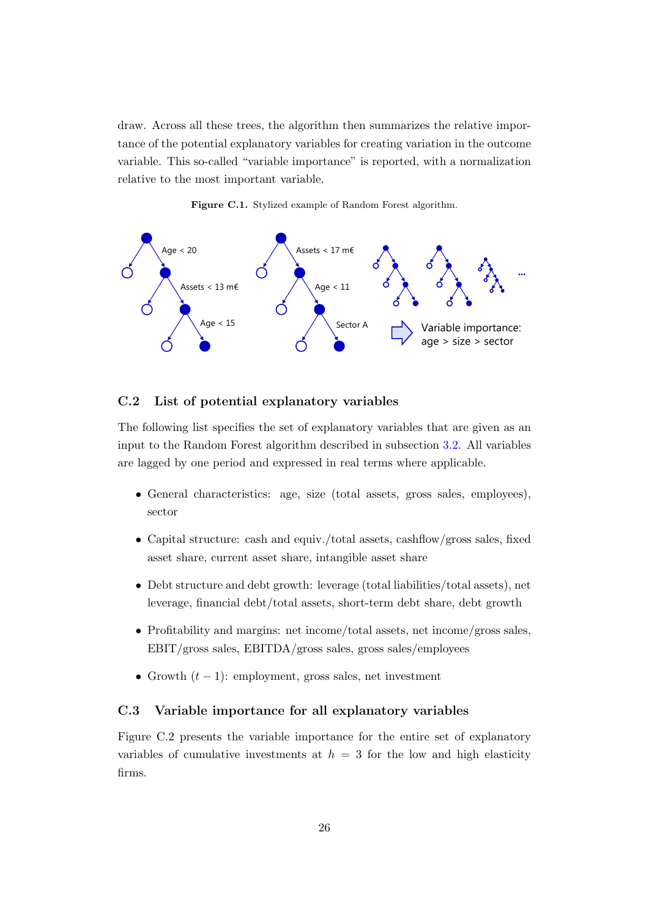draw. Across all these trees, the algorithm then summarizes the relative importance of the potential explanatory variables for creating variation in the outcome variable. This so-called "variable importance" is reported, with a normalization relative to the most important variable.

**Figure C.1.** Stylized example of Random Forest algorithm.

## C.2 List of potential explanatory variables

The following list specifies the set of explanatory variables that are given as an input to the Random Forest algorithm described in subsection 3.2. All variables are lagged by one period and expressed in real terms where applicable.

- General characteristics: age, size (total assets, gross sales, employees), sector
- Capital structure: cash and equiv./total assets, cashflow/gross sales, fixed asset share, current asset share, intangible asset share
- Debt structure and debt growth: leverage (total liabilities/total assets), net leverage, financial debt/total assets, short-term debt share, debt growth
- Profitability and margins: net income/total assets, net income/gross sales, EBIT/gross sales, EBITDA/gross sales, gross sales/employees
- Growth $(t-1)$: employment, gross sales, net investment

## C.3 Variable importance for all explanatory variables

Figure C.2 presents the variable importance for the entire set of explanatory variables of cumulative investments at $h = 3$ for the low and high elasticity firms.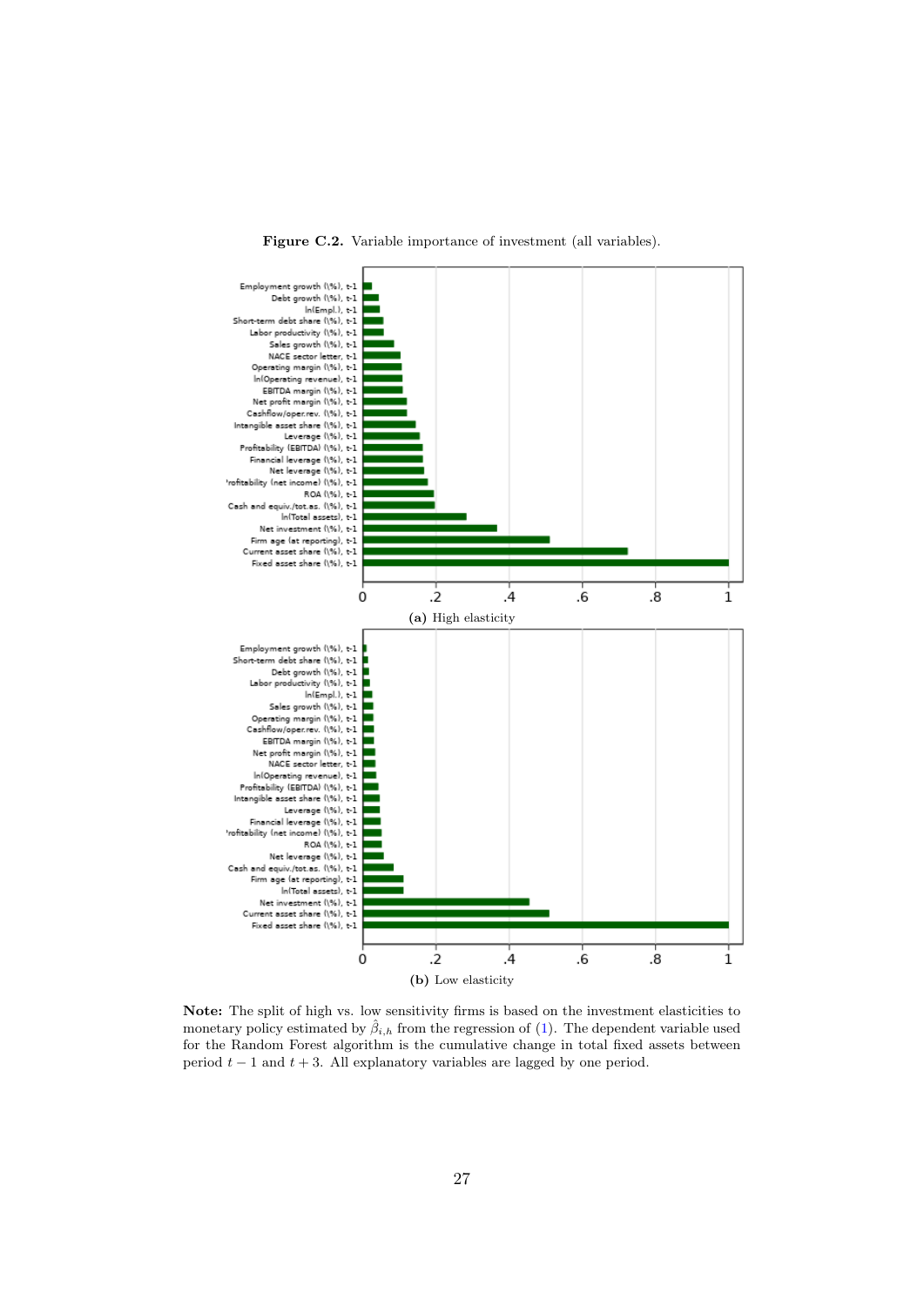**Figure C.2.** Variable importance of investment (all variables).

Employment growth (\%), t-1
Debt growth (\%), t-1
ln(Empl.), t-1
Short-term debt share (\%), t-1
Labor productivity (\%), t-1
Sales growth (\%), t-1
NACE sector letter, t-1
Operating margin (\%), t-1
ln(Operating revenue), t-1
EBITDA margin (\%), t-1
Net profit margin (\%), t-1
Cashflow/oper.rev. (\%), t-1
Intangible asset share (\%), t-1
Leverage (\%), t-1
Profitability (EBITDA) (\%), t-1
Financial leverage (\%), t-1
Net leverage (\%), t-1
Profitability (net income) (\%), t-1
ROA (\%), t-1
Cash and equiv./tot.as. (\%), t-1
ln(Total assets), t-1
Net investment (\%), t-1
Firm age (at reporting), t-1
Current asset share (\%), t-1
Fixed asset share (\%), t-1

0 .2 .4 .6 .8 1

(a) High elasticity

Employment growth (\%), t-1
Short-term debt share (\%), t-1
Debt growth (\%), t-1
Labor productivity (\%), t-1
ln(Empl.), t-1
Sales growth (\%), t-1
Operating margin (\%), t-1
Cashflow/oper.rev. (\%), t-1
EBITDA margin (\%), t-1
Net profit margin (\%), t-1
NACE sector letter, t-1
ln(Operating revenue), t-1
Profitability (EBITDA) (\%), t-1
Intangible asset share (\%), t-1
Leverage (\%), t-1
Financial leverage (\%), t-1
Profitability (net income) (\%), t-1
ROA (\%), t-1
Net leverage (\%), t-1
Cash and equiv./tot.as. (\%), t-1
Firm age (at reporting), t-1
ln(Total assets), t-1
Net investment (\%), t-1
Current asset share (\%), t-1
Fixed asset share (\%), t-1

0 .2 .4 .6 .8 1

(b) Low elasticity

**Note:** The split of high vs. low sensitivity firms is based on the investment elasticities to monetary policy estimated by $\hat{\beta}_{i,h}$ from the regression of (1). The dependent variable used for the Random Forest algorithm is the cumulative change in total fixed assets between period $t-1$ and $t+3$. All explanatory variables are lagged by one period.